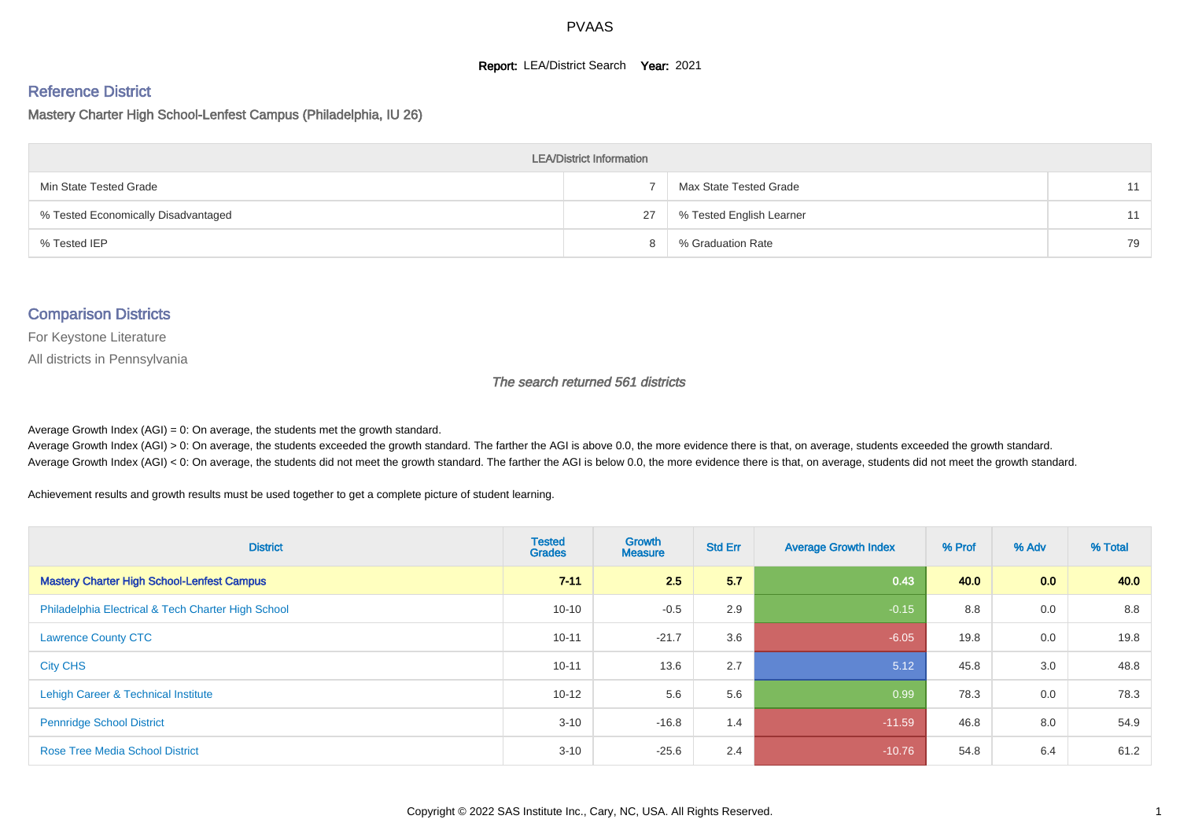PVAAS

**Report:** LEA/District Search **Year:** 2021

## Reference District

### Mastery Charter High School-Lenfest Campus (Philadelphia, IU 26)

| LEA/District Information | | | |
|---|---|---|---|
| Min State Tested Grade | 7 | Max State Tested Grade | 11 |
| % Tested Economically Disadvantaged | 27 | % Tested English Learner | 11 |
| % Tested IEP | 8 | % Graduation Rate | 79 |

## Comparison Districts

For Keystone Literature

All districts in Pennsylvania

*The search returned 561 districts*

Average Growth Index (AGI) = 0: On average, the students met the growth standard.

Average Growth Index (AGI) > 0: On average, the students exceeded the growth standard. The farther the AGI is above 0.0, the more evidence there is that, on average, students exceeded the growth standard.

Average Growth Index (AGI) < 0: On average, the students did not meet the growth standard. The farther the AGI is below 0.0, the more evidence there is that, on average, students did not meet the growth standard.

Achievement results and growth results must be used together to get a complete picture of student learning.

| District | Tested Grades | Growth Measure | Std Err | Average Growth Index | % Prof | % Adv | % Total |
|---|---|---|---|---|---|---|---|
| **Mastery Charter High School-Lenfest Campus** | **7-11** | **2.5** | **5.7** | **0.43** | **40.0** | **0.0** | **40.0** |
| Philadelphia Electrical & Tech Charter High School | 10-10 | -0.5 | 2.9 | -0.15 | 8.8 | 0.0 | 8.8 |
| Lawrence County CTC | 10-11 | -21.7 | 3.6 | -6.05 | 19.8 | 0.0 | 19.8 |
| City CHS | 10-11 | 13.6 | 2.7 | 5.12 | 45.8 | 3.0 | 48.8 |
| Lehigh Career & Technical Institute | 10-12 | 5.6 | 5.6 | 0.99 | 78.3 | 0.0 | 78.3 |
| Pennridge School District | 3-10 | -16.8 | 1.4 | -11.59 | 46.8 | 8.0 | 54.9 |
| Rose Tree Media School District | 3-10 | -25.6 | 2.4 | -10.76 | 54.8 | 6.4 | 61.2 |

Copyright © 2022 SAS Institute Inc., Cary, NC, USA. All Rights Reserved.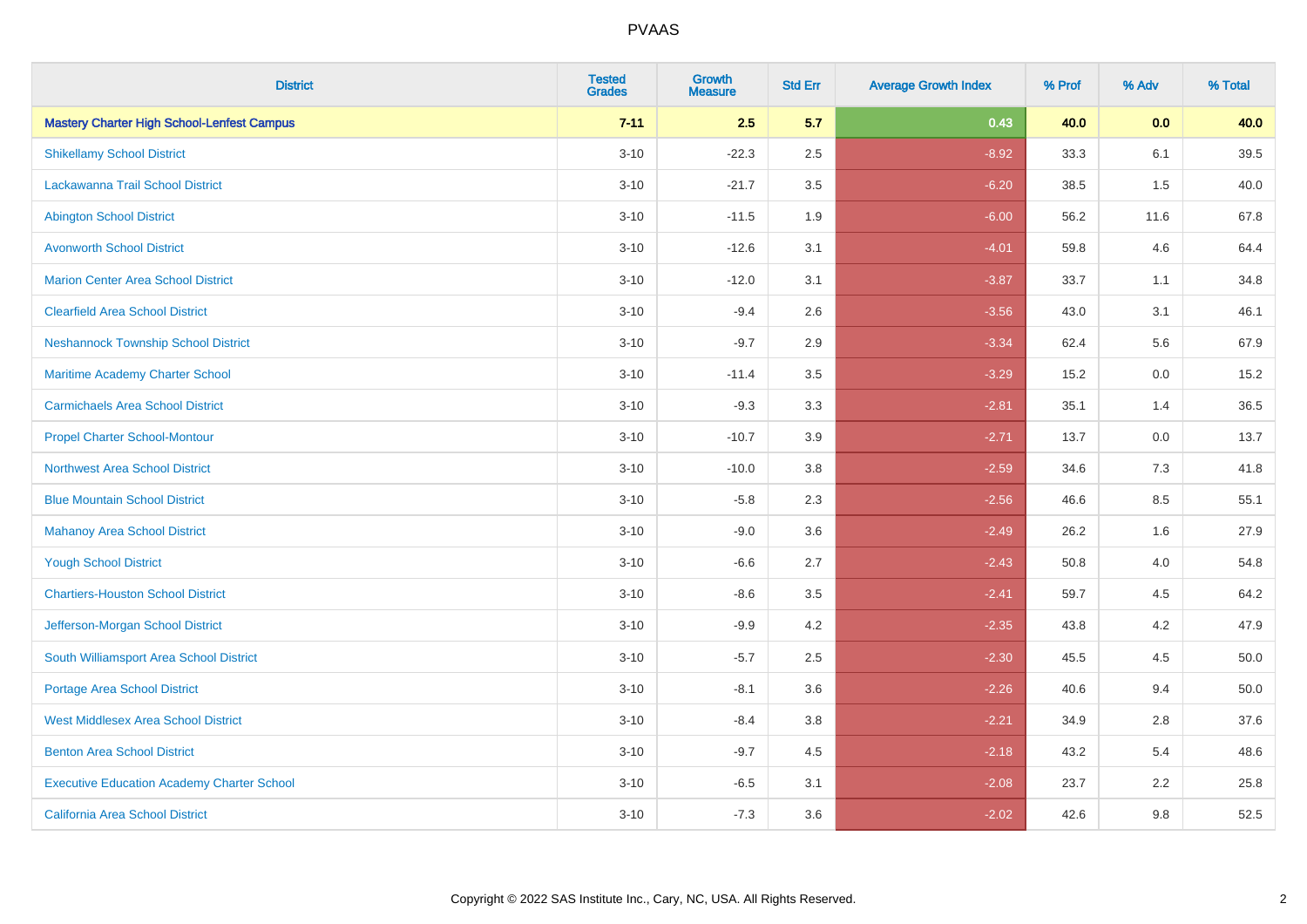| District | Tested Grades | Growth Measure | Std Err | Average Growth Index | % Prof | % Adv | % Total |
|---|---|---|---|---|---|---|---|
| **Mastery Charter High School-Lenfest Campus** | **7-11** | **2.5** | **5.7** | **0.43** | **40.0** | **0.0** | **40.0** |
| Shikellamy School District | 3-10 | -22.3 | 2.5 | -8.92 | 33.3 | 6.1 | 39.5 |
| Lackawanna Trail School District | 3-10 | -21.7 | 3.5 | -6.20 | 38.5 | 1.5 | 40.0 |
| Abington School District | 3-10 | -11.5 | 1.9 | -6.00 | 56.2 | 11.6 | 67.8 |
| Avonworth School District | 3-10 | -12.6 | 3.1 | -4.01 | 59.8 | 4.6 | 64.4 |
| Marion Center Area School District | 3-10 | -12.0 | 3.1 | -3.87 | 33.7 | 1.1 | 34.8 |
| Clearfield Area School District | 3-10 | -9.4 | 2.6 | -3.56 | 43.0 | 3.1 | 46.1 |
| Neshannock Township School District | 3-10 | -9.7 | 2.9 | -3.34 | 62.4 | 5.6 | 67.9 |
| Maritime Academy Charter School | 3-10 | -11.4 | 3.5 | -3.29 | 15.2 | 0.0 | 15.2 |
| Carmichaels Area School District | 3-10 | -9.3 | 3.3 | -2.81 | 35.1 | 1.4 | 36.5 |
| Propel Charter School-Montour | 3-10 | -10.7 | 3.9 | -2.71 | 13.7 | 0.0 | 13.7 |
| Northwest Area School District | 3-10 | -10.0 | 3.8 | -2.59 | 34.6 | 7.3 | 41.8 |
| Blue Mountain School District | 3-10 | -5.8 | 2.3 | -2.56 | 46.6 | 8.5 | 55.1 |
| Mahanoy Area School District | 3-10 | -9.0 | 3.6 | -2.49 | 26.2 | 1.6 | 27.9 |
| Yough School District | 3-10 | -6.6 | 2.7 | -2.43 | 50.8 | 4.0 | 54.8 |
| Chartiers-Houston School District | 3-10 | -8.6 | 3.5 | -2.41 | 59.7 | 4.5 | 64.2 |
| Jefferson-Morgan School District | 3-10 | -9.9 | 4.2 | -2.35 | 43.8 | 4.2 | 47.9 |
| South Williamsport Area School District | 3-10 | -5.7 | 2.5 | -2.30 | 45.5 | 4.5 | 50.0 |
| Portage Area School District | 3-10 | -8.1 | 3.6 | -2.26 | 40.6 | 9.4 | 50.0 |
| West Middlesex Area School District | 3-10 | -8.4 | 3.8 | -2.21 | 34.9 | 2.8 | 37.6 |
| Benton Area School District | 3-10 | -9.7 | 4.5 | -2.18 | 43.2 | 5.4 | 48.6 |
| Executive Education Academy Charter School | 3-10 | -6.5 | 3.1 | -2.08 | 23.7 | 2.2 | 25.8 |
| California Area School District | 3-10 | -7.3 | 3.6 | -2.02 | 42.6 | 9.8 | 52.5 |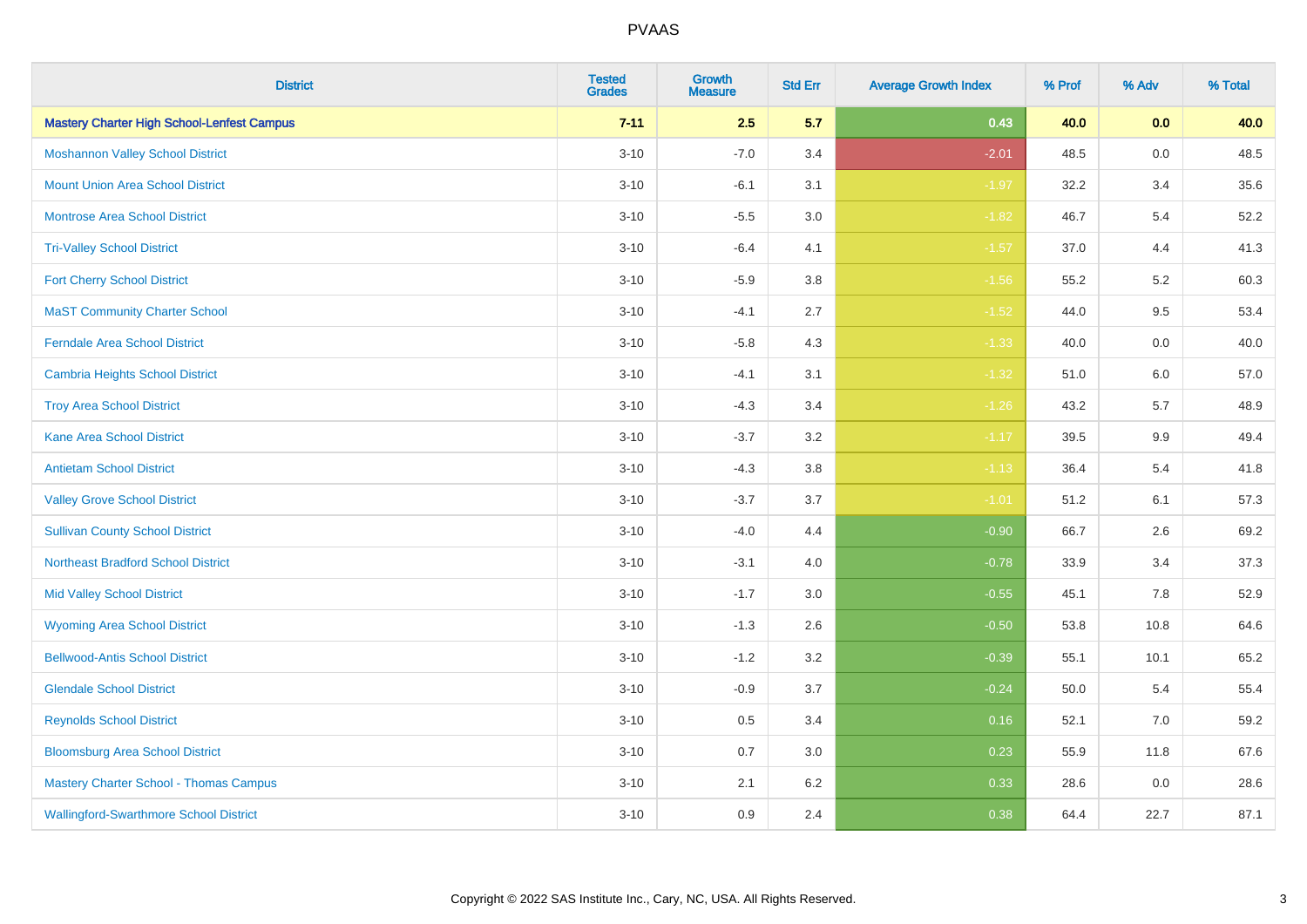# PVAAS

| District | Tested Grades | Growth Measure | Std Err | Average Growth Index | % Prof | % Adv | % Total |
|---|---|---|---|---|---|---|---|
| **Mastery Charter High School-Lenfest Campus** | **7-11** | **2.5** | **5.7** | **0.43** | **40.0** | **0.0** | **40.0** |
| Moshannon Valley School District | 3-10 | -7.0 | 3.4 | -2.01 | 48.5 | 0.0 | 48.5 |
| Mount Union Area School District | 3-10 | -6.1 | 3.1 | -1.97 | 32.2 | 3.4 | 35.6 |
| Montrose Area School District | 3-10 | -5.5 | 3.0 | -1.82 | 46.7 | 5.4 | 52.2 |
| Tri-Valley School District | 3-10 | -6.4 | 4.1 | -1.57 | 37.0 | 4.4 | 41.3 |
| Fort Cherry School District | 3-10 | -5.9 | 3.8 | -1.56 | 55.2 | 5.2 | 60.3 |
| MaST Community Charter School | 3-10 | -4.1 | 2.7 | -1.52 | 44.0 | 9.5 | 53.4 |
| Ferndale Area School District | 3-10 | -5.8 | 4.3 | -1.33 | 40.0 | 0.0 | 40.0 |
| Cambria Heights School District | 3-10 | -4.1 | 3.1 | -1.32 | 51.0 | 6.0 | 57.0 |
| Troy Area School District | 3-10 | -4.3 | 3.4 | -1.26 | 43.2 | 5.7 | 48.9 |
| Kane Area School District | 3-10 | -3.7 | 3.2 | -1.17 | 39.5 | 9.9 | 49.4 |
| Antietam School District | 3-10 | -4.3 | 3.8 | -1.13 | 36.4 | 5.4 | 41.8 |
| Valley Grove School District | 3-10 | -3.7 | 3.7 | -1.01 | 51.2 | 6.1 | 57.3 |
| Sullivan County School District | 3-10 | -4.0 | 4.4 | -0.90 | 66.7 | 2.6 | 69.2 |
| Northeast Bradford School District | 3-10 | -3.1 | 4.0 | -0.78 | 33.9 | 3.4 | 37.3 |
| Mid Valley School District | 3-10 | -1.7 | 3.0 | -0.55 | 45.1 | 7.8 | 52.9 |
| Wyoming Area School District | 3-10 | -1.3 | 2.6 | -0.50 | 53.8 | 10.8 | 64.6 |
| Bellwood-Antis School District | 3-10 | -1.2 | 3.2 | -0.39 | 55.1 | 10.1 | 65.2 |
| Glendale School District | 3-10 | -0.9 | 3.7 | -0.24 | 50.0 | 5.4 | 55.4 |
| Reynolds School District | 3-10 | 0.5 | 3.4 | 0.16 | 52.1 | 7.0 | 59.2 |
| Bloomsburg Area School District | 3-10 | 0.7 | 3.0 | 0.23 | 55.9 | 11.8 | 67.6 |
| Mastery Charter School - Thomas Campus | 3-10 | 2.1 | 6.2 | 0.33 | 28.6 | 0.0 | 28.6 |
| Wallingford-Swarthmore School District | 3-10 | 0.9 | 2.4 | 0.38 | 64.4 | 22.7 | 87.1 |

Copyright © 2022 SAS Institute Inc., Cary, NC, USA. All Rights Reserved.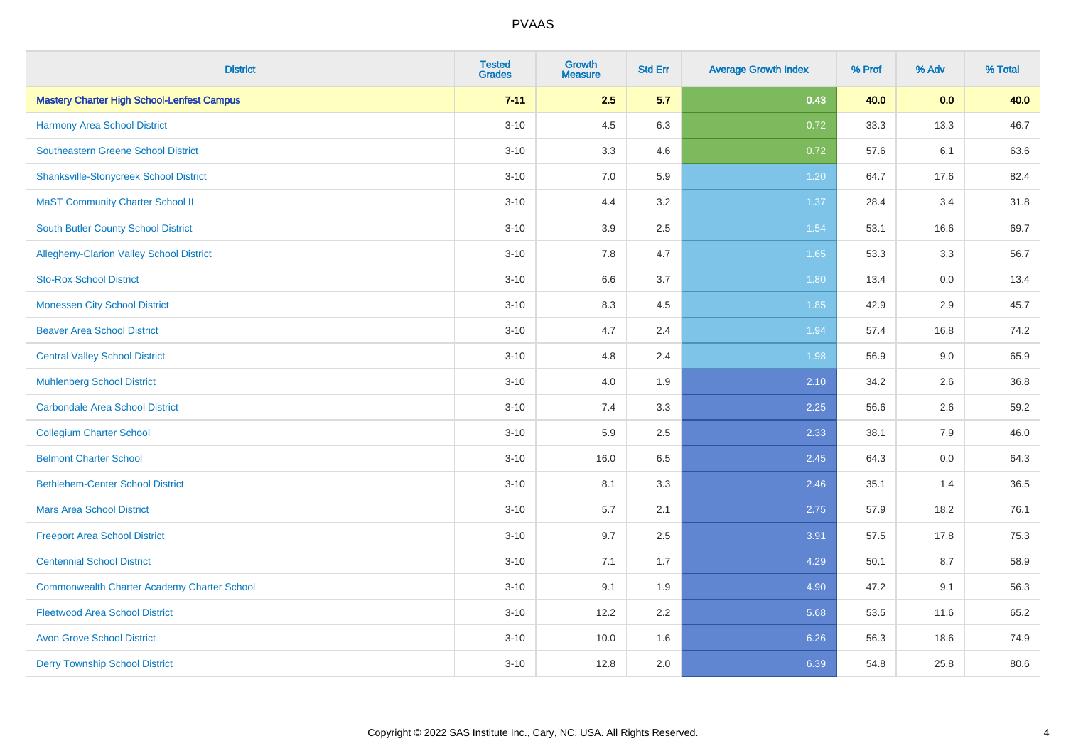| District | Tested Grades | Growth Measure | Std Err | Average Growth Index | % Prof | % Adv | % Total |
|---|---|---|---|---|---|---|---|
| **Mastery Charter High School-Lenfest Campus** | **7-11** | **2.5** | **5.7** | **0.43** | **40.0** | **0.0** | **40.0** |
| Harmony Area School District | 3-10 | 4.5 | 6.3 | 0.72 | 33.3 | 13.3 | 46.7 |
| Southeastern Greene School District | 3-10 | 3.3 | 4.6 | 0.72 | 57.6 | 6.1 | 63.6 |
| Shanksville-Stonycreek School District | 3-10 | 7.0 | 5.9 | 1.20 | 64.7 | 17.6 | 82.4 |
| MaST Community Charter School II | 3-10 | 4.4 | 3.2 | 1.37 | 28.4 | 3.4 | 31.8 |
| South Butler County School District | 3-10 | 3.9 | 2.5 | 1.54 | 53.1 | 16.6 | 69.7 |
| Allegheny-Clarion Valley School District | 3-10 | 7.8 | 4.7 | 1.65 | 53.3 | 3.3 | 56.7 |
| Sto-Rox School District | 3-10 | 6.6 | 3.7 | 1.80 | 13.4 | 0.0 | 13.4 |
| Monessen City School District | 3-10 | 8.3 | 4.5 | 1.85 | 42.9 | 2.9 | 45.7 |
| Beaver Area School District | 3-10 | 4.7 | 2.4 | 1.94 | 57.4 | 16.8 | 74.2 |
| Central Valley School District | 3-10 | 4.8 | 2.4 | 1.98 | 56.9 | 9.0 | 65.9 |
| Muhlenberg School District | 3-10 | 4.0 | 1.9 | 2.10 | 34.2 | 2.6 | 36.8 |
| Carbondale Area School District | 3-10 | 7.4 | 3.3 | 2.25 | 56.6 | 2.6 | 59.2 |
| Collegium Charter School | 3-10 | 5.9 | 2.5 | 2.33 | 38.1 | 7.9 | 46.0 |
| Belmont Charter School | 3-10 | 16.0 | 6.5 | 2.45 | 64.3 | 0.0 | 64.3 |
| Bethlehem-Center School District | 3-10 | 8.1 | 3.3 | 2.46 | 35.1 | 1.4 | 36.5 |
| Mars Area School District | 3-10 | 5.7 | 2.1 | 2.75 | 57.9 | 18.2 | 76.1 |
| Freeport Area School District | 3-10 | 9.7 | 2.5 | 3.91 | 57.5 | 17.8 | 75.3 |
| Centennial School District | 3-10 | 7.1 | 1.7 | 4.29 | 50.1 | 8.7 | 58.9 |
| Commonwealth Charter Academy Charter School | 3-10 | 9.1 | 1.9 | 4.90 | 47.2 | 9.1 | 56.3 |
| Fleetwood Area School District | 3-10 | 12.2 | 2.2 | 5.68 | 53.5 | 11.6 | 65.2 |
| Avon Grove School District | 3-10 | 10.0 | 1.6 | 6.26 | 56.3 | 18.6 | 74.9 |
| Derry Township School District | 3-10 | 12.8 | 2.0 | 6.39 | 54.8 | 25.8 | 80.6 |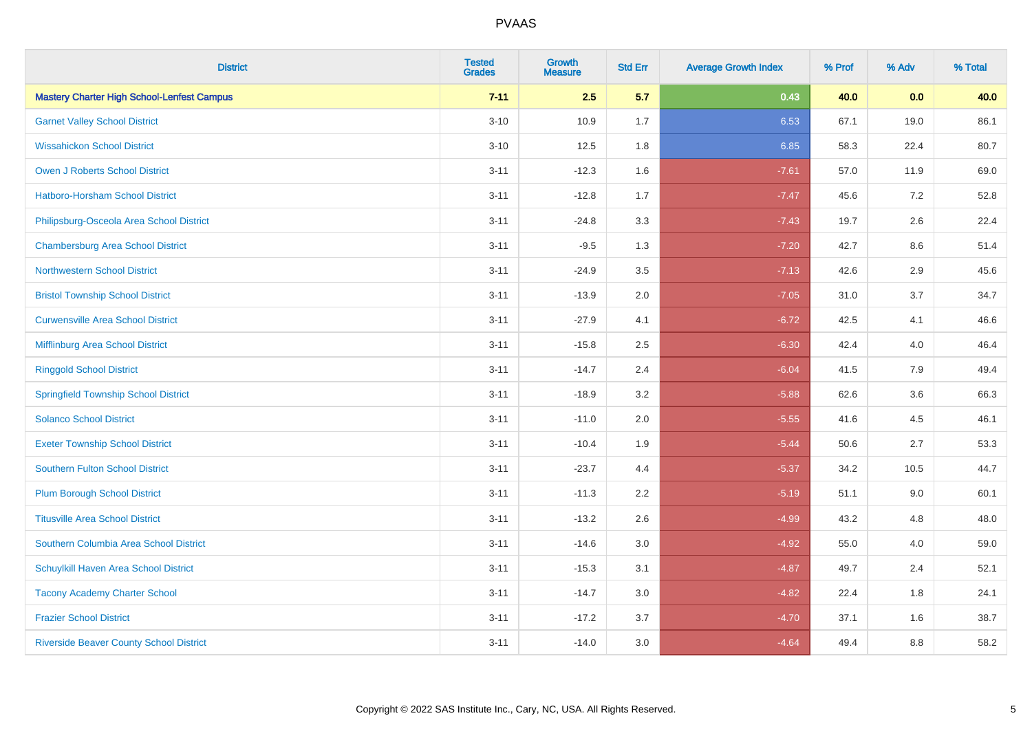| District | Tested Grades | Growth Measure | Std Err | Average Growth Index | % Prof | % Adv | % Total |
|---|---|---|---|---|---|---|---|
| **Mastery Charter High School-Lenfest Campus** | **7-11** | **2.5** | **5.7** | **0.43** | **40.0** | **0.0** | **40.0** |
| Garnet Valley School District | 3-10 | 10.9 | 1.7 | 6.53 | 67.1 | 19.0 | 86.1 |
| Wissahickon School District | 3-10 | 12.5 | 1.8 | 6.85 | 58.3 | 22.4 | 80.7 |
| Owen J Roberts School District | 3-11 | -12.3 | 1.6 | -7.61 | 57.0 | 11.9 | 69.0 |
| Hatboro-Horsham School District | 3-11 | -12.8 | 1.7 | -7.47 | 45.6 | 7.2 | 52.8 |
| Philipsburg-Osceola Area School District | 3-11 | -24.8 | 3.3 | -7.43 | 19.7 | 2.6 | 22.4 |
| Chambersburg Area School District | 3-11 | -9.5 | 1.3 | -7.20 | 42.7 | 8.6 | 51.4 |
| Northwestern School District | 3-11 | -24.9 | 3.5 | -7.13 | 42.6 | 2.9 | 45.6 |
| Bristol Township School District | 3-11 | -13.9 | 2.0 | -7.05 | 31.0 | 3.7 | 34.7 |
| Curwensville Area School District | 3-11 | -27.9 | 4.1 | -6.72 | 42.5 | 4.1 | 46.6 |
| Mifflinburg Area School District | 3-11 | -15.8 | 2.5 | -6.30 | 42.4 | 4.0 | 46.4 |
| Ringgold School District | 3-11 | -14.7 | 2.4 | -6.04 | 41.5 | 7.9 | 49.4 |
| Springfield Township School District | 3-11 | -18.9 | 3.2 | -5.88 | 62.6 | 3.6 | 66.3 |
| Solanco School District | 3-11 | -11.0 | 2.0 | -5.55 | 41.6 | 4.5 | 46.1 |
| Exeter Township School District | 3-11 | -10.4 | 1.9 | -5.44 | 50.6 | 2.7 | 53.3 |
| Southern Fulton School District | 3-11 | -23.7 | 4.4 | -5.37 | 34.2 | 10.5 | 44.7 |
| Plum Borough School District | 3-11 | -11.3 | 2.2 | -5.19 | 51.1 | 9.0 | 60.1 |
| Titusville Area School District | 3-11 | -13.2 | 2.6 | -4.99 | 43.2 | 4.8 | 48.0 |
| Southern Columbia Area School District | 3-11 | -14.6 | 3.0 | -4.92 | 55.0 | 4.0 | 59.0 |
| Schuylkill Haven Area School District | 3-11 | -15.3 | 3.1 | -4.87 | 49.7 | 2.4 | 52.1 |
| Tacony Academy Charter School | 3-11 | -14.7 | 3.0 | -4.82 | 22.4 | 1.8 | 24.1 |
| Frazier School District | 3-11 | -17.2 | 3.7 | -4.70 | 37.1 | 1.6 | 38.7 |
| Riverside Beaver County School District | 3-11 | -14.0 | 3.0 | -4.64 | 49.4 | 8.8 | 58.2 |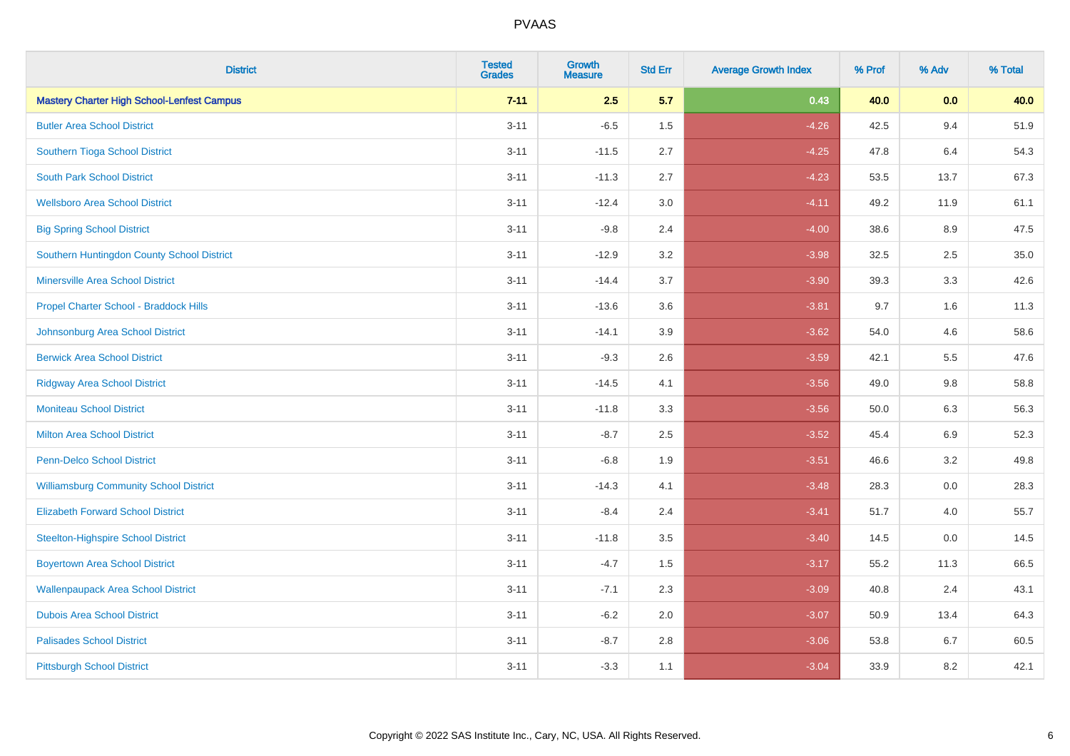| District | Tested Grades | Growth Measure | Std Err | Average Growth Index | % Prof | % Adv | % Total |
|---|---|---|---|---|---|---|---|
| **Mastery Charter High School-Lenfest Campus** | **7-11** | **2.5** | **5.7** | **0.43** | **40.0** | **0.0** | **40.0** |
| Butler Area School District | 3-11 | -6.5 | 1.5 | -4.26 | 42.5 | 9.4 | 51.9 |
| Southern Tioga School District | 3-11 | -11.5 | 2.7 | -4.25 | 47.8 | 6.4 | 54.3 |
| South Park School District | 3-11 | -11.3 | 2.7 | -4.23 | 53.5 | 13.7 | 67.3 |
| Wellsboro Area School District | 3-11 | -12.4 | 3.0 | -4.11 | 49.2 | 11.9 | 61.1 |
| Big Spring School District | 3-11 | -9.8 | 2.4 | -4.00 | 38.6 | 8.9 | 47.5 |
| Southern Huntingdon County School District | 3-11 | -12.9 | 3.2 | -3.98 | 32.5 | 2.5 | 35.0 |
| Minersville Area School District | 3-11 | -14.4 | 3.7 | -3.90 | 39.3 | 3.3 | 42.6 |
| Propel Charter School - Braddock Hills | 3-11 | -13.6 | 3.6 | -3.81 | 9.7 | 1.6 | 11.3 |
| Johnsonburg Area School District | 3-11 | -14.1 | 3.9 | -3.62 | 54.0 | 4.6 | 58.6 |
| Berwick Area School District | 3-11 | -9.3 | 2.6 | -3.59 | 42.1 | 5.5 | 47.6 |
| Ridgway Area School District | 3-11 | -14.5 | 4.1 | -3.56 | 49.0 | 9.8 | 58.8 |
| Moniteau School District | 3-11 | -11.8 | 3.3 | -3.56 | 50.0 | 6.3 | 56.3 |
| Milton Area School District | 3-11 | -8.7 | 2.5 | -3.52 | 45.4 | 6.9 | 52.3 |
| Penn-Delco School District | 3-11 | -6.8 | 1.9 | -3.51 | 46.6 | 3.2 | 49.8 |
| Williamsburg Community School District | 3-11 | -14.3 | 4.1 | -3.48 | 28.3 | 0.0 | 28.3 |
| Elizabeth Forward School District | 3-11 | -8.4 | 2.4 | -3.41 | 51.7 | 4.0 | 55.7 |
| Steelton-Highspire School District | 3-11 | -11.8 | 3.5 | -3.40 | 14.5 | 0.0 | 14.5 |
| Boyertown Area School District | 3-11 | -4.7 | 1.5 | -3.17 | 55.2 | 11.3 | 66.5 |
| Wallenpaupack Area School District | 3-11 | -7.1 | 2.3 | -3.09 | 40.8 | 2.4 | 43.1 |
| Dubois Area School District | 3-11 | -6.2 | 2.0 | -3.07 | 50.9 | 13.4 | 64.3 |
| Palisades School District | 3-11 | -8.7 | 2.8 | -3.06 | 53.8 | 6.7 | 60.5 |
| Pittsburgh School District | 3-11 | -3.3 | 1.1 | -3.04 | 33.9 | 8.2 | 42.1 |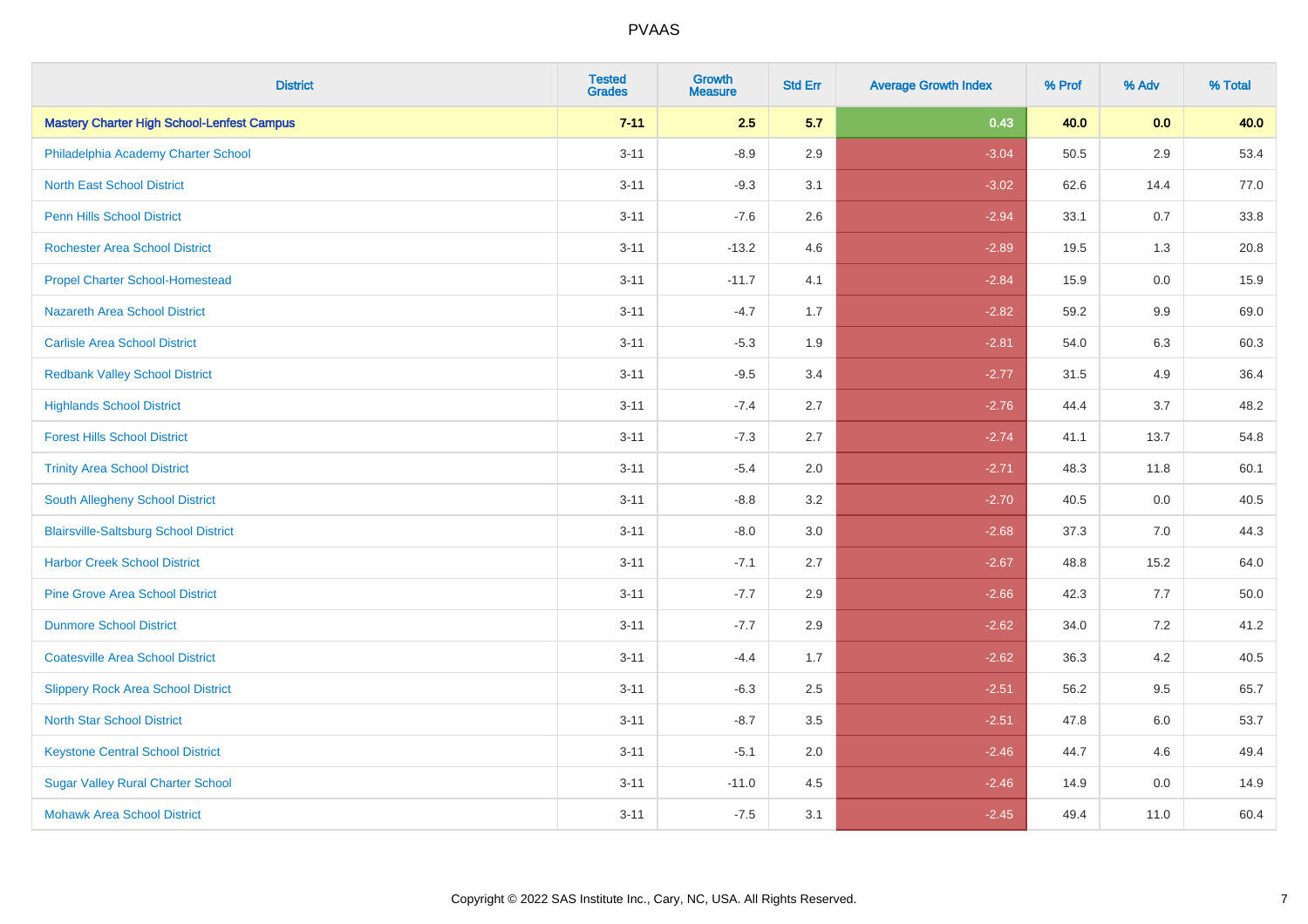# PVAAS

| District | Tested Grades | Growth Measure | Std Err | Average Growth Index | % Prof | % Adv | % Total |
|---|---|---|---|---|---|---|---|
| **Mastery Charter High School-Lenfest Campus** | **7-11** | **2.5** | **5.7** | **0.43** | **40.0** | **0.0** | **40.0** |
| Philadelphia Academy Charter School | 3-11 | -8.9 | 2.9 | -3.04 | 50.5 | 2.9 | 53.4 |
| North East School District | 3-11 | -9.3 | 3.1 | -3.02 | 62.6 | 14.4 | 77.0 |
| Penn Hills School District | 3-11 | -7.6 | 2.6 | -2.94 | 33.1 | 0.7 | 33.8 |
| Rochester Area School District | 3-11 | -13.2 | 4.6 | -2.89 | 19.5 | 1.3 | 20.8 |
| Propel Charter School-Homestead | 3-11 | -11.7 | 4.1 | -2.84 | 15.9 | 0.0 | 15.9 |
| Nazareth Area School District | 3-11 | -4.7 | 1.7 | -2.82 | 59.2 | 9.9 | 69.0 |
| Carlisle Area School District | 3-11 | -5.3 | 1.9 | -2.81 | 54.0 | 6.3 | 60.3 |
| Redbank Valley School District | 3-11 | -9.5 | 3.4 | -2.77 | 31.5 | 4.9 | 36.4 |
| Highlands School District | 3-11 | -7.4 | 2.7 | -2.76 | 44.4 | 3.7 | 48.2 |
| Forest Hills School District | 3-11 | -7.3 | 2.7 | -2.74 | 41.1 | 13.7 | 54.8 |
| Trinity Area School District | 3-11 | -5.4 | 2.0 | -2.71 | 48.3 | 11.8 | 60.1 |
| South Allegheny School District | 3-11 | -8.8 | 3.2 | -2.70 | 40.5 | 0.0 | 40.5 |
| Blairsville-Saltsburg School District | 3-11 | -8.0 | 3.0 | -2.68 | 37.3 | 7.0 | 44.3 |
| Harbor Creek School District | 3-11 | -7.1 | 2.7 | -2.67 | 48.8 | 15.2 | 64.0 |
| Pine Grove Area School District | 3-11 | -7.7 | 2.9 | -2.66 | 42.3 | 7.7 | 50.0 |
| Dunmore School District | 3-11 | -7.7 | 2.9 | -2.62 | 34.0 | 7.2 | 41.2 |
| Coatesville Area School District | 3-11 | -4.4 | 1.7 | -2.62 | 36.3 | 4.2 | 40.5 |
| Slippery Rock Area School District | 3-11 | -6.3 | 2.5 | -2.51 | 56.2 | 9.5 | 65.7 |
| North Star School District | 3-11 | -8.7 | 3.5 | -2.51 | 47.8 | 6.0 | 53.7 |
| Keystone Central School District | 3-11 | -5.1 | 2.0 | -2.46 | 44.7 | 4.6 | 49.4 |
| Sugar Valley Rural Charter School | 3-11 | -11.0 | 4.5 | -2.46 | 14.9 | 0.0 | 14.9 |
| Mohawk Area School District | 3-11 | -7.5 | 3.1 | -2.45 | 49.4 | 11.0 | 60.4 |

Copyright © 2022 SAS Institute Inc., Cary, NC, USA. All Rights Reserved.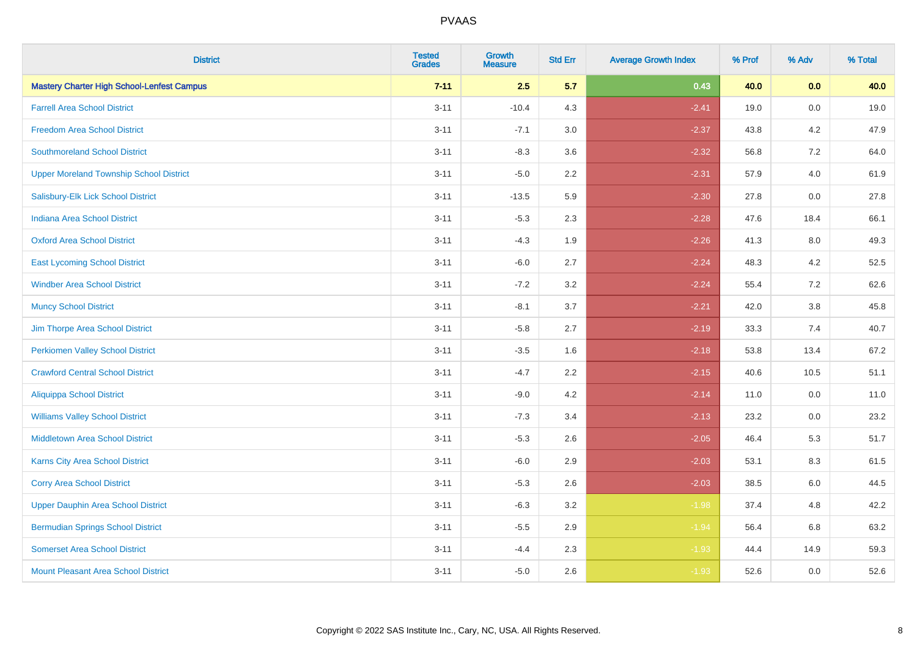| District | Tested Grades | Growth Measure | Std Err | Average Growth Index | % Prof | % Adv | % Total |
|---|---|---|---|---|---|---|---|
| **Mastery Charter High School-Lenfest Campus** | **7-11** | **2.5** | **5.7** | **0.43** | **40.0** | **0.0** | **40.0** |
| Farrell Area School District | 3-11 | -10.4 | 4.3 | -2.41 | 19.0 | 0.0 | 19.0 |
| Freedom Area School District | 3-11 | -7.1 | 3.0 | -2.37 | 43.8 | 4.2 | 47.9 |
| Southmoreland School District | 3-11 | -8.3 | 3.6 | -2.32 | 56.8 | 7.2 | 64.0 |
| Upper Moreland Township School District | 3-11 | -5.0 | 2.2 | -2.31 | 57.9 | 4.0 | 61.9 |
| Salisbury-Elk Lick School District | 3-11 | -13.5 | 5.9 | -2.30 | 27.8 | 0.0 | 27.8 |
| Indiana Area School District | 3-11 | -5.3 | 2.3 | -2.28 | 47.6 | 18.4 | 66.1 |
| Oxford Area School District | 3-11 | -4.3 | 1.9 | -2.26 | 41.3 | 8.0 | 49.3 |
| East Lycoming School District | 3-11 | -6.0 | 2.7 | -2.24 | 48.3 | 4.2 | 52.5 |
| Windber Area School District | 3-11 | -7.2 | 3.2 | -2.24 | 55.4 | 7.2 | 62.6 |
| Muncy School District | 3-11 | -8.1 | 3.7 | -2.21 | 42.0 | 3.8 | 45.8 |
| Jim Thorpe Area School District | 3-11 | -5.8 | 2.7 | -2.19 | 33.3 | 7.4 | 40.7 |
| Perkiomen Valley School District | 3-11 | -3.5 | 1.6 | -2.18 | 53.8 | 13.4 | 67.2 |
| Crawford Central School District | 3-11 | -4.7 | 2.2 | -2.15 | 40.6 | 10.5 | 51.1 |
| Aliquippa School District | 3-11 | -9.0 | 4.2 | -2.14 | 11.0 | 0.0 | 11.0 |
| Williams Valley School District | 3-11 | -7.3 | 3.4 | -2.13 | 23.2 | 0.0 | 23.2 |
| Middletown Area School District | 3-11 | -5.3 | 2.6 | -2.05 | 46.4 | 5.3 | 51.7 |
| Karns City Area School District | 3-11 | -6.0 | 2.9 | -2.03 | 53.1 | 8.3 | 61.5 |
| Corry Area School District | 3-11 | -5.3 | 2.6 | -2.03 | 38.5 | 6.0 | 44.5 |
| Upper Dauphin Area School District | 3-11 | -6.3 | 3.2 | -1.98 | 37.4 | 4.8 | 42.2 |
| Bermudian Springs School District | 3-11 | -5.5 | 2.9 | -1.94 | 56.4 | 6.8 | 63.2 |
| Somerset Area School District | 3-11 | -4.4 | 2.3 | -1.93 | 44.4 | 14.9 | 59.3 |
| Mount Pleasant Area School District | 3-11 | -5.0 | 2.6 | -1.93 | 52.6 | 0.0 | 52.6 |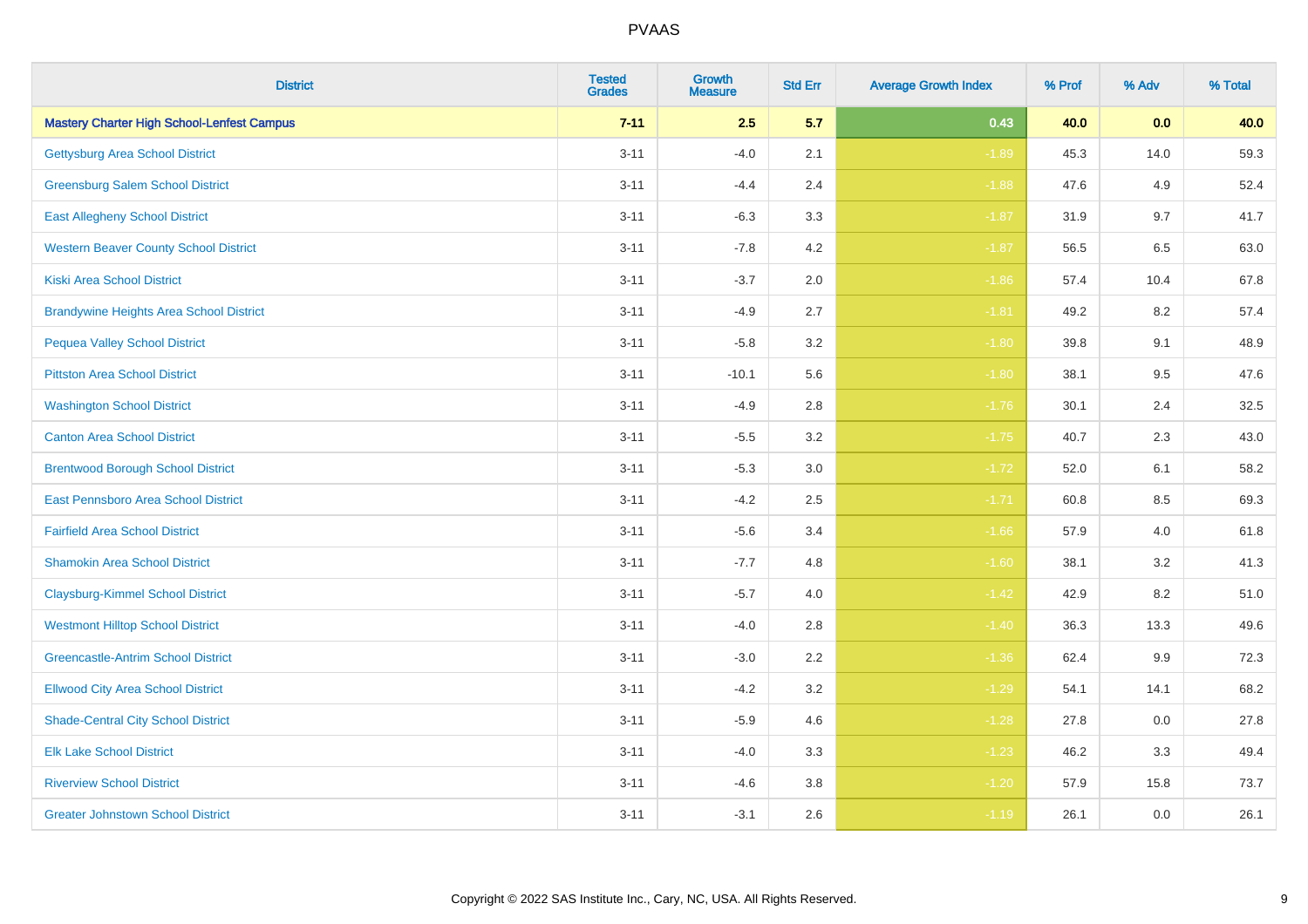# PVAAS

| District | Tested Grades | Growth Measure | Std Err | Average Growth Index | % Prof | % Adv | % Total |
|---|---|---|---|---|---|---|---|
| **Mastery Charter High School-Lenfest Campus** | **7-11** | **2.5** | **5.7** | **0.43** | **40.0** | **0.0** | **40.0** |
| Gettysburg Area School District | 3-11 | -4.0 | 2.1 | -1.89 | 45.3 | 14.0 | 59.3 |
| Greensburg Salem School District | 3-11 | -4.4 | 2.4 | -1.88 | 47.6 | 4.9 | 52.4 |
| East Allegheny School District | 3-11 | -6.3 | 3.3 | -1.87 | 31.9 | 9.7 | 41.7 |
| Western Beaver County School District | 3-11 | -7.8 | 4.2 | -1.87 | 56.5 | 6.5 | 63.0 |
| Kiski Area School District | 3-11 | -3.7 | 2.0 | -1.86 | 57.4 | 10.4 | 67.8 |
| Brandywine Heights Area School District | 3-11 | -4.9 | 2.7 | -1.81 | 49.2 | 8.2 | 57.4 |
| Pequea Valley School District | 3-11 | -5.8 | 3.2 | -1.80 | 39.8 | 9.1 | 48.9 |
| Pittston Area School District | 3-11 | -10.1 | 5.6 | -1.80 | 38.1 | 9.5 | 47.6 |
| Washington School District | 3-11 | -4.9 | 2.8 | -1.76 | 30.1 | 2.4 | 32.5 |
| Canton Area School District | 3-11 | -5.5 | 3.2 | -1.75 | 40.7 | 2.3 | 43.0 |
| Brentwood Borough School District | 3-11 | -5.3 | 3.0 | -1.72 | 52.0 | 6.1 | 58.2 |
| East Pennsboro Area School District | 3-11 | -4.2 | 2.5 | -1.71 | 60.8 | 8.5 | 69.3 |
| Fairfield Area School District | 3-11 | -5.6 | 3.4 | -1.66 | 57.9 | 4.0 | 61.8 |
| Shamokin Area School District | 3-11 | -7.7 | 4.8 | -1.60 | 38.1 | 3.2 | 41.3 |
| Claysburg-Kimmel School District | 3-11 | -5.7 | 4.0 | -1.42 | 42.9 | 8.2 | 51.0 |
| Westmont Hilltop School District | 3-11 | -4.0 | 2.8 | -1.40 | 36.3 | 13.3 | 49.6 |
| Greencastle-Antrim School District | 3-11 | -3.0 | 2.2 | -1.36 | 62.4 | 9.9 | 72.3 |
| Ellwood City Area School District | 3-11 | -4.2 | 3.2 | -1.29 | 54.1 | 14.1 | 68.2 |
| Shade-Central City School District | 3-11 | -5.9 | 4.6 | -1.28 | 27.8 | 0.0 | 27.8 |
| Elk Lake School District | 3-11 | -4.0 | 3.3 | -1.23 | 46.2 | 3.3 | 49.4 |
| Riverview School District | 3-11 | -4.6 | 3.8 | -1.20 | 57.9 | 15.8 | 73.7 |
| Greater Johnstown School District | 3-11 | -3.1 | 2.6 | -1.19 | 26.1 | 0.0 | 26.1 |

Copyright © 2022 SAS Institute Inc., Cary, NC, USA. All Rights Reserved.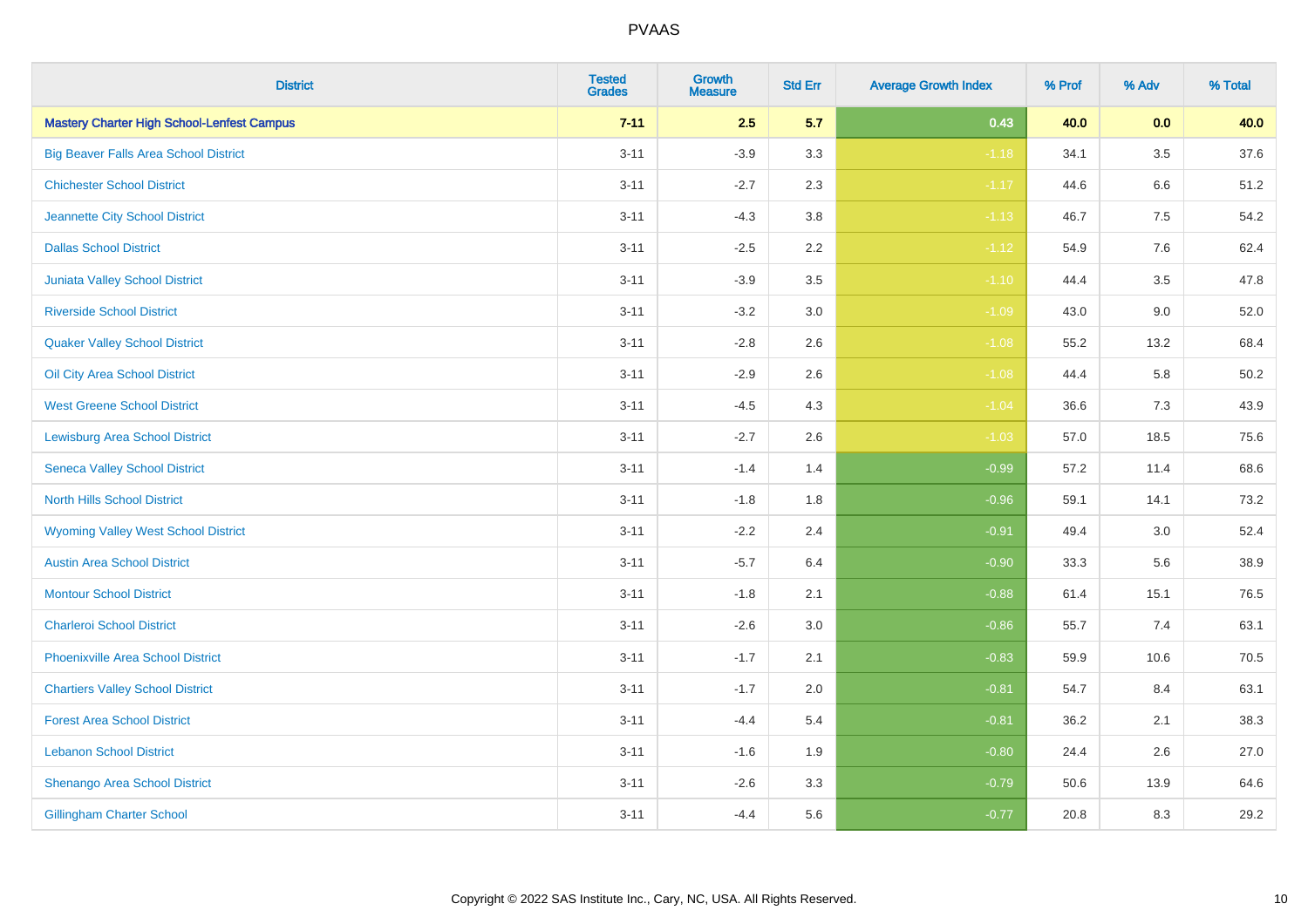| District | Tested Grades | Growth Measure | Std Err | Average Growth Index | % Prof | % Adv | % Total |
|---|---|---|---|---|---|---|---|
| **Mastery Charter High School-Lenfest Campus** | **7-11** | **2.5** | **5.7** | **0.43** | **40.0** | **0.0** | **40.0** |
| Big Beaver Falls Area School District | 3-11 | -3.9 | 3.3 | -1.18 | 34.1 | 3.5 | 37.6 |
| Chichester School District | 3-11 | -2.7 | 2.3 | -1.17 | 44.6 | 6.6 | 51.2 |
| Jeannette City School District | 3-11 | -4.3 | 3.8 | -1.13 | 46.7 | 7.5 | 54.2 |
| Dallas School District | 3-11 | -2.5 | 2.2 | -1.12 | 54.9 | 7.6 | 62.4 |
| Juniata Valley School District | 3-11 | -3.9 | 3.5 | -1.10 | 44.4 | 3.5 | 47.8 |
| Riverside School District | 3-11 | -3.2 | 3.0 | -1.09 | 43.0 | 9.0 | 52.0 |
| Quaker Valley School District | 3-11 | -2.8 | 2.6 | -1.08 | 55.2 | 13.2 | 68.4 |
| Oil City Area School District | 3-11 | -2.9 | 2.6 | -1.08 | 44.4 | 5.8 | 50.2 |
| West Greene School District | 3-11 | -4.5 | 4.3 | -1.04 | 36.6 | 7.3 | 43.9 |
| Lewisburg Area School District | 3-11 | -2.7 | 2.6 | -1.03 | 57.0 | 18.5 | 75.6 |
| Seneca Valley School District | 3-11 | -1.4 | 1.4 | -0.99 | 57.2 | 11.4 | 68.6 |
| North Hills School District | 3-11 | -1.8 | 1.8 | -0.96 | 59.1 | 14.1 | 73.2 |
| Wyoming Valley West School District | 3-11 | -2.2 | 2.4 | -0.91 | 49.4 | 3.0 | 52.4 |
| Austin Area School District | 3-11 | -5.7 | 6.4 | -0.90 | 33.3 | 5.6 | 38.9 |
| Montour School District | 3-11 | -1.8 | 2.1 | -0.88 | 61.4 | 15.1 | 76.5 |
| Charleroi School District | 3-11 | -2.6 | 3.0 | -0.86 | 55.7 | 7.4 | 63.1 |
| Phoenixville Area School District | 3-11 | -1.7 | 2.1 | -0.83 | 59.9 | 10.6 | 70.5 |
| Chartiers Valley School District | 3-11 | -1.7 | 2.0 | -0.81 | 54.7 | 8.4 | 63.1 |
| Forest Area School District | 3-11 | -4.4 | 5.4 | -0.81 | 36.2 | 2.1 | 38.3 |
| Lebanon School District | 3-11 | -1.6 | 1.9 | -0.80 | 24.4 | 2.6 | 27.0 |
| Shenango Area School District | 3-11 | -2.6 | 3.3 | -0.79 | 50.6 | 13.9 | 64.6 |
| Gillingham Charter School | 3-11 | -4.4 | 5.6 | -0.77 | 20.8 | 8.3 | 29.2 |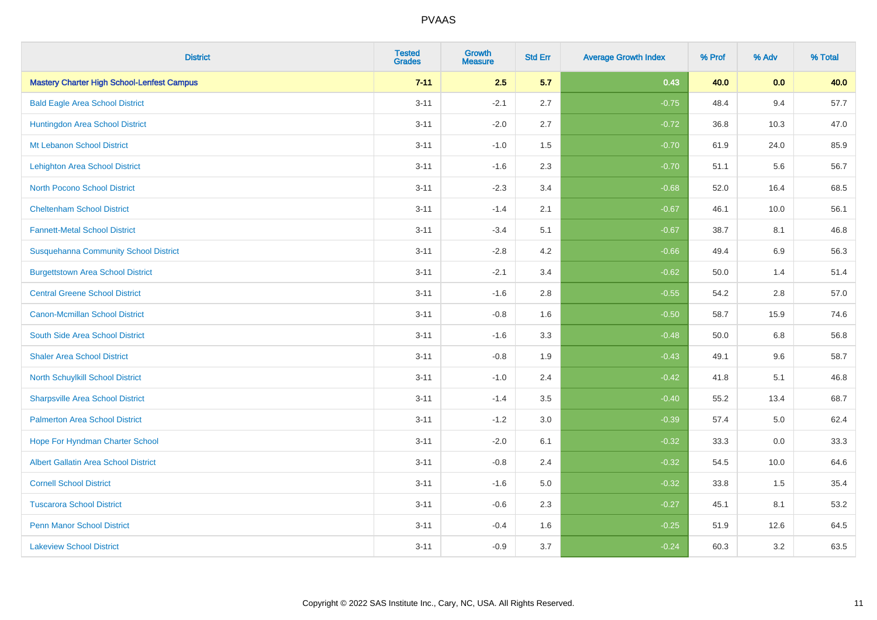# PVAAS

| District | Tested Grades | Growth Measure | Std Err | Average Growth Index | % Prof | % Adv | % Total |
|---|---|---|---|---|---|---|---|
| **Mastery Charter High School-Lenfest Campus** | **7-11** | **2.5** | **5.7** | **0.43** | **40.0** | **0.0** | **40.0** |
| Bald Eagle Area School District | 3-11 | -2.1 | 2.7 | -0.75 | 48.4 | 9.4 | 57.7 |
| Huntingdon Area School District | 3-11 | -2.0 | 2.7 | -0.72 | 36.8 | 10.3 | 47.0 |
| Mt Lebanon School District | 3-11 | -1.0 | 1.5 | -0.70 | 61.9 | 24.0 | 85.9 |
| Lehighton Area School District | 3-11 | -1.6 | 2.3 | -0.70 | 51.1 | 5.6 | 56.7 |
| North Pocono School District | 3-11 | -2.3 | 3.4 | -0.68 | 52.0 | 16.4 | 68.5 |
| Cheltenham School District | 3-11 | -1.4 | 2.1 | -0.67 | 46.1 | 10.0 | 56.1 |
| Fannett-Metal School District | 3-11 | -3.4 | 5.1 | -0.67 | 38.7 | 8.1 | 46.8 |
| Susquehanna Community School District | 3-11 | -2.8 | 4.2 | -0.66 | 49.4 | 6.9 | 56.3 |
| Burgettstown Area School District | 3-11 | -2.1 | 3.4 | -0.62 | 50.0 | 1.4 | 51.4 |
| Central Greene School District | 3-11 | -1.6 | 2.8 | -0.55 | 54.2 | 2.8 | 57.0 |
| Canon-Mcmillan School District | 3-11 | -0.8 | 1.6 | -0.50 | 58.7 | 15.9 | 74.6 |
| South Side Area School District | 3-11 | -1.6 | 3.3 | -0.48 | 50.0 | 6.8 | 56.8 |
| Shaler Area School District | 3-11 | -0.8 | 1.9 | -0.43 | 49.1 | 9.6 | 58.7 |
| North Schuylkill School District | 3-11 | -1.0 | 2.4 | -0.42 | 41.8 | 5.1 | 46.8 |
| Sharpsville Area School District | 3-11 | -1.4 | 3.5 | -0.40 | 55.2 | 13.4 | 68.7 |
| Palmerton Area School District | 3-11 | -1.2 | 3.0 | -0.39 | 57.4 | 5.0 | 62.4 |
| Hope For Hyndman Charter School | 3-11 | -2.0 | 6.1 | -0.32 | 33.3 | 0.0 | 33.3 |
| Albert Gallatin Area School District | 3-11 | -0.8 | 2.4 | -0.32 | 54.5 | 10.0 | 64.6 |
| Cornell School District | 3-11 | -1.6 | 5.0 | -0.32 | 33.8 | 1.5 | 35.4 |
| Tuscarora School District | 3-11 | -0.6 | 2.3 | -0.27 | 45.1 | 8.1 | 53.2 |
| Penn Manor School District | 3-11 | -0.4 | 1.6 | -0.25 | 51.9 | 12.6 | 64.5 |
| Lakeview School District | 3-11 | -0.9 | 3.7 | -0.24 | 60.3 | 3.2 | 63.5 |

Copyright © 2022 SAS Institute Inc., Cary, NC, USA. All Rights Reserved.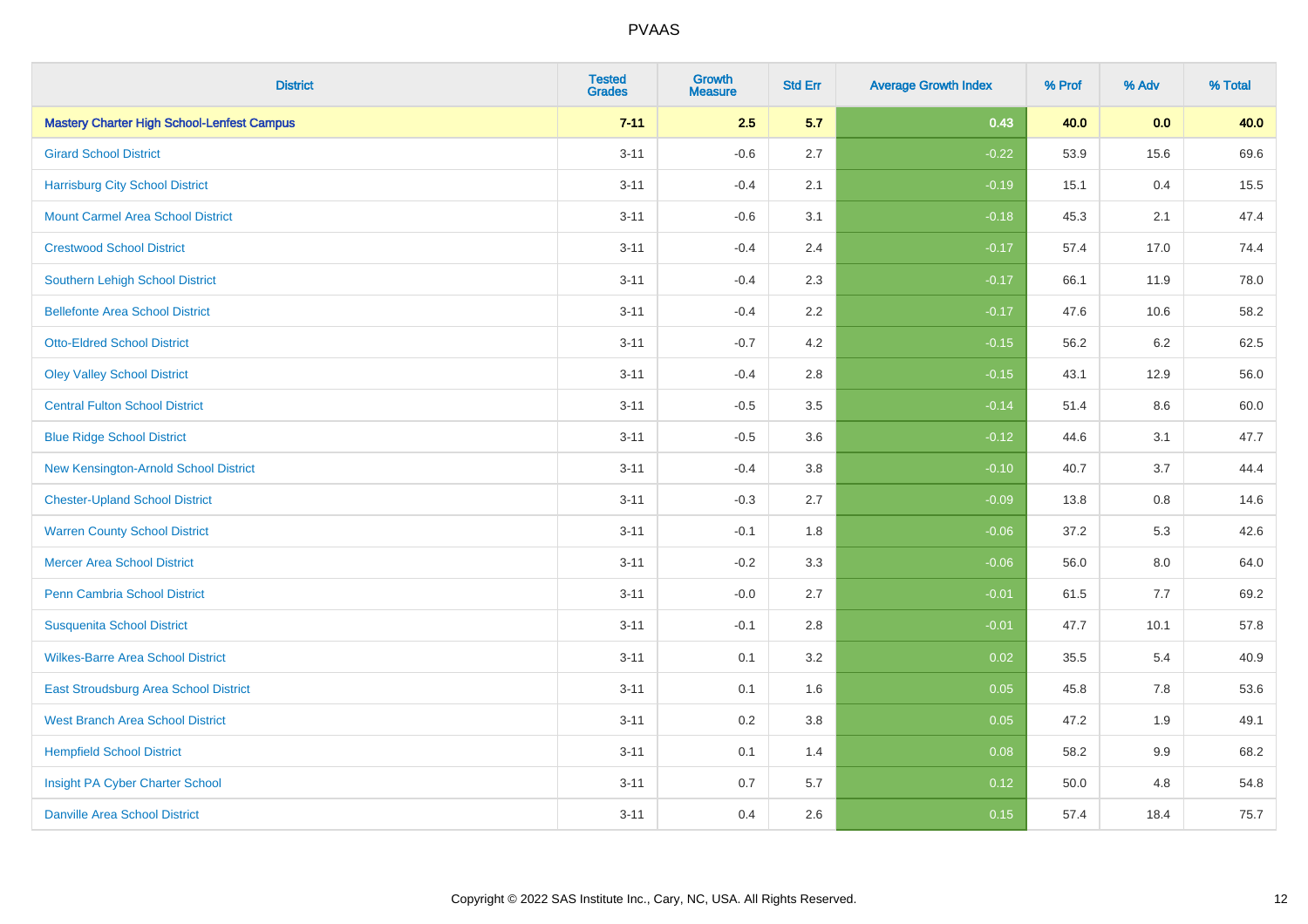# PVAAS

| District | Tested Grades | Growth Measure | Std Err | Average Growth Index | % Prof | % Adv | % Total |
|---|---|---|---|---|---|---|---|
| **Mastery Charter High School-Lenfest Campus** | **7-11** | **2.5** | **5.7** | **0.43** | **40.0** | **0.0** | **40.0** |
| Girard School District | 3-11 | -0.6 | 2.7 | -0.22 | 53.9 | 15.6 | 69.6 |
| Harrisburg City School District | 3-11 | -0.4 | 2.1 | -0.19 | 15.1 | 0.4 | 15.5 |
| Mount Carmel Area School District | 3-11 | -0.6 | 3.1 | -0.18 | 45.3 | 2.1 | 47.4 |
| Crestwood School District | 3-11 | -0.4 | 2.4 | -0.17 | 57.4 | 17.0 | 74.4 |
| Southern Lehigh School District | 3-11 | -0.4 | 2.3 | -0.17 | 66.1 | 11.9 | 78.0 |
| Bellefonte Area School District | 3-11 | -0.4 | 2.2 | -0.17 | 47.6 | 10.6 | 58.2 |
| Otto-Eldred School District | 3-11 | -0.7 | 4.2 | -0.15 | 56.2 | 6.2 | 62.5 |
| Oley Valley School District | 3-11 | -0.4 | 2.8 | -0.15 | 43.1 | 12.9 | 56.0 |
| Central Fulton School District | 3-11 | -0.5 | 3.5 | -0.14 | 51.4 | 8.6 | 60.0 |
| Blue Ridge School District | 3-11 | -0.5 | 3.6 | -0.12 | 44.6 | 3.1 | 47.7 |
| New Kensington-Arnold School District | 3-11 | -0.4 | 3.8 | -0.10 | 40.7 | 3.7 | 44.4 |
| Chester-Upland School District | 3-11 | -0.3 | 2.7 | -0.09 | 13.8 | 0.8 | 14.6 |
| Warren County School District | 3-11 | -0.1 | 1.8 | -0.06 | 37.2 | 5.3 | 42.6 |
| Mercer Area School District | 3-11 | -0.2 | 3.3 | -0.06 | 56.0 | 8.0 | 64.0 |
| Penn Cambria School District | 3-11 | -0.0 | 2.7 | -0.01 | 61.5 | 7.7 | 69.2 |
| Susquenita School District | 3-11 | -0.1 | 2.8 | -0.01 | 47.7 | 10.1 | 57.8 |
| Wilkes-Barre Area School District | 3-11 | 0.1 | 3.2 | 0.02 | 35.5 | 5.4 | 40.9 |
| East Stroudsburg Area School District | 3-11 | 0.1 | 1.6 | 0.05 | 45.8 | 7.8 | 53.6 |
| West Branch Area School District | 3-11 | 0.2 | 3.8 | 0.05 | 47.2 | 1.9 | 49.1 |
| Hempfield School District | 3-11 | 0.1 | 1.4 | 0.08 | 58.2 | 9.9 | 68.2 |
| Insight PA Cyber Charter School | 3-11 | 0.7 | 5.7 | 0.12 | 50.0 | 4.8 | 54.8 |
| Danville Area School District | 3-11 | 0.4 | 2.6 | 0.15 | 57.4 | 18.4 | 75.7 |

Copyright © 2022 SAS Institute Inc., Cary, NC, USA. All Rights Reserved.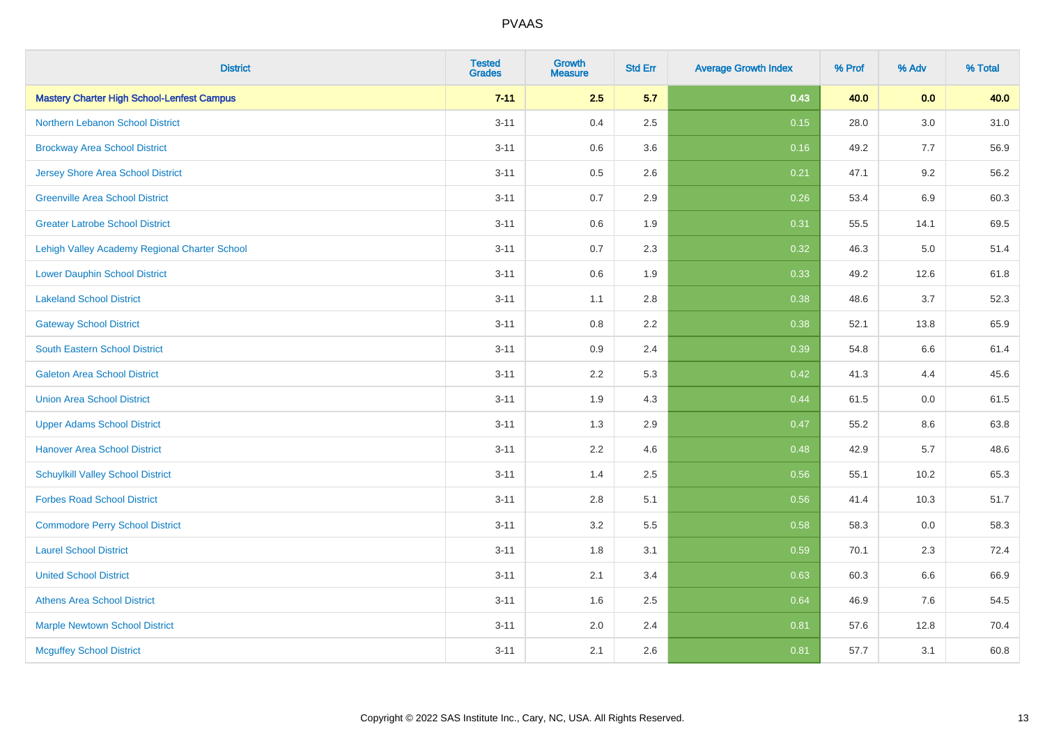| District | Tested Grades | Growth Measure | Std Err | Average Growth Index | % Prof | % Adv | % Total |
|---|---|---|---|---|---|---|---|
| **Mastery Charter High School-Lenfest Campus** | **7-11** | **2.5** | **5.7** | **0.43** | **40.0** | **0.0** | **40.0** |
| Northern Lebanon School District | 3-11 | 0.4 | 2.5 | 0.15 | 28.0 | 3.0 | 31.0 |
| Brockway Area School District | 3-11 | 0.6 | 3.6 | 0.16 | 49.2 | 7.7 | 56.9 |
| Jersey Shore Area School District | 3-11 | 0.5 | 2.6 | 0.21 | 47.1 | 9.2 | 56.2 |
| Greenville Area School District | 3-11 | 0.7 | 2.9 | 0.26 | 53.4 | 6.9 | 60.3 |
| Greater Latrobe School District | 3-11 | 0.6 | 1.9 | 0.31 | 55.5 | 14.1 | 69.5 |
| Lehigh Valley Academy Regional Charter School | 3-11 | 0.7 | 2.3 | 0.32 | 46.3 | 5.0 | 51.4 |
| Lower Dauphin School District | 3-11 | 0.6 | 1.9 | 0.33 | 49.2 | 12.6 | 61.8 |
| Lakeland School District | 3-11 | 1.1 | 2.8 | 0.38 | 48.6 | 3.7 | 52.3 |
| Gateway School District | 3-11 | 0.8 | 2.2 | 0.38 | 52.1 | 13.8 | 65.9 |
| South Eastern School District | 3-11 | 0.9 | 2.4 | 0.39 | 54.8 | 6.6 | 61.4 |
| Galeton Area School District | 3-11 | 2.2 | 5.3 | 0.42 | 41.3 | 4.4 | 45.6 |
| Union Area School District | 3-11 | 1.9 | 4.3 | 0.44 | 61.5 | 0.0 | 61.5 |
| Upper Adams School District | 3-11 | 1.3 | 2.9 | 0.47 | 55.2 | 8.6 | 63.8 |
| Hanover Area School District | 3-11 | 2.2 | 4.6 | 0.48 | 42.9 | 5.7 | 48.6 |
| Schuylkill Valley School District | 3-11 | 1.4 | 2.5 | 0.56 | 55.1 | 10.2 | 65.3 |
| Forbes Road School District | 3-11 | 2.8 | 5.1 | 0.56 | 41.4 | 10.3 | 51.7 |
| Commodore Perry School District | 3-11 | 3.2 | 5.5 | 0.58 | 58.3 | 0.0 | 58.3 |
| Laurel School District | 3-11 | 1.8 | 3.1 | 0.59 | 70.1 | 2.3 | 72.4 |
| United School District | 3-11 | 2.1 | 3.4 | 0.63 | 60.3 | 6.6 | 66.9 |
| Athens Area School District | 3-11 | 1.6 | 2.5 | 0.64 | 46.9 | 7.6 | 54.5 |
| Marple Newtown School District | 3-11 | 2.0 | 2.4 | 0.81 | 57.6 | 12.8 | 70.4 |
| Mcguffey School District | 3-11 | 2.1 | 2.6 | 0.81 | 57.7 | 3.1 | 60.8 |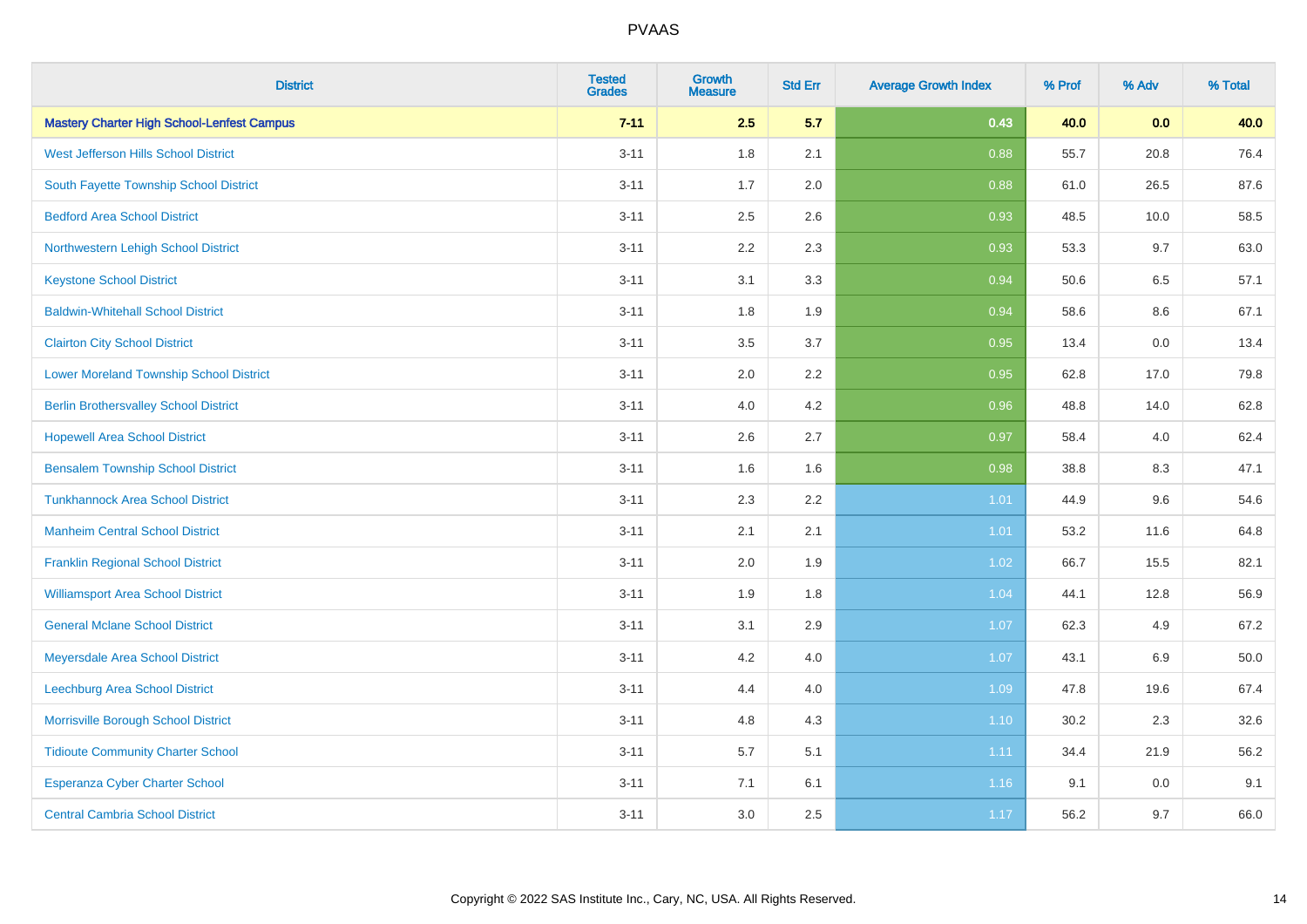| District | Tested Grades | Growth Measure | Std Err | Average Growth Index | % Prof | % Adv | % Total |
|---|---|---|---|---|---|---|---|
| **Mastery Charter High School-Lenfest Campus** | **7-11** | **2.5** | **5.7** | **0.43** | **40.0** | **0.0** | **40.0** |
| West Jefferson Hills School District | 3-11 | 1.8 | 2.1 | 0.88 | 55.7 | 20.8 | 76.4 |
| South Fayette Township School District | 3-11 | 1.7 | 2.0 | 0.88 | 61.0 | 26.5 | 87.6 |
| Bedford Area School District | 3-11 | 2.5 | 2.6 | 0.93 | 48.5 | 10.0 | 58.5 |
| Northwestern Lehigh School District | 3-11 | 2.2 | 2.3 | 0.93 | 53.3 | 9.7 | 63.0 |
| Keystone School District | 3-11 | 3.1 | 3.3 | 0.94 | 50.6 | 6.5 | 57.1 |
| Baldwin-Whitehall School District | 3-11 | 1.8 | 1.9 | 0.94 | 58.6 | 8.6 | 67.1 |
| Clairton City School District | 3-11 | 3.5 | 3.7 | 0.95 | 13.4 | 0.0 | 13.4 |
| Lower Moreland Township School District | 3-11 | 2.0 | 2.2 | 0.95 | 62.8 | 17.0 | 79.8 |
| Berlin Brothersvalley School District | 3-11 | 4.0 | 4.2 | 0.96 | 48.8 | 14.0 | 62.8 |
| Hopewell Area School District | 3-11 | 2.6 | 2.7 | 0.97 | 58.4 | 4.0 | 62.4 |
| Bensalem Township School District | 3-11 | 1.6 | 1.6 | 0.98 | 38.8 | 8.3 | 47.1 |
| Tunkhannock Area School District | 3-11 | 2.3 | 2.2 | 1.01 | 44.9 | 9.6 | 54.6 |
| Manheim Central School District | 3-11 | 2.1 | 2.1 | 1.01 | 53.2 | 11.6 | 64.8 |
| Franklin Regional School District | 3-11 | 2.0 | 1.9 | 1.02 | 66.7 | 15.5 | 82.1 |
| Williamsport Area School District | 3-11 | 1.9 | 1.8 | 1.04 | 44.1 | 12.8 | 56.9 |
| General Mclane School District | 3-11 | 3.1 | 2.9 | 1.07 | 62.3 | 4.9 | 67.2 |
| Meyersdale Area School District | 3-11 | 4.2 | 4.0 | 1.07 | 43.1 | 6.9 | 50.0 |
| Leechburg Area School District | 3-11 | 4.4 | 4.0 | 1.09 | 47.8 | 19.6 | 67.4 |
| Morrisville Borough School District | 3-11 | 4.8 | 4.3 | 1.10 | 30.2 | 2.3 | 32.6 |
| Tidioute Community Charter School | 3-11 | 5.7 | 5.1 | 1.11 | 34.4 | 21.9 | 56.2 |
| Esperanza Cyber Charter School | 3-11 | 7.1 | 6.1 | 1.16 | 9.1 | 0.0 | 9.1 |
| Central Cambria School District | 3-11 | 3.0 | 2.5 | 1.17 | 56.2 | 9.7 | 66.0 |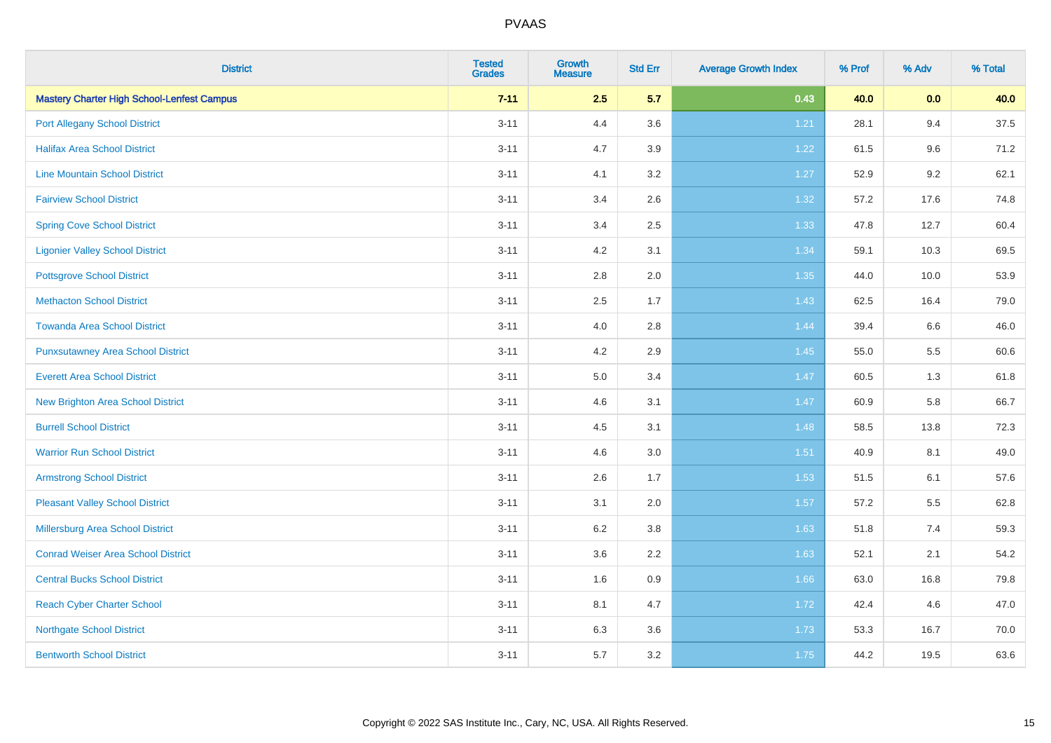| District | Tested Grades | Growth Measure | Std Err | Average Growth Index | % Prof | % Adv | % Total |
|---|---|---|---|---|---|---|---|
| **Mastery Charter High School-Lenfest Campus** | **7-11** | **2.5** | **5.7** | **0.43** | **40.0** | **0.0** | **40.0** |
| Port Allegany School District | 3-11 | 4.4 | 3.6 | 1.21 | 28.1 | 9.4 | 37.5 |
| Halifax Area School District | 3-11 | 4.7 | 3.9 | 1.22 | 61.5 | 9.6 | 71.2 |
| Line Mountain School District | 3-11 | 4.1 | 3.2 | 1.27 | 52.9 | 9.2 | 62.1 |
| Fairview School District | 3-11 | 3.4 | 2.6 | 1.32 | 57.2 | 17.6 | 74.8 |
| Spring Cove School District | 3-11 | 3.4 | 2.5 | 1.33 | 47.8 | 12.7 | 60.4 |
| Ligonier Valley School District | 3-11 | 4.2 | 3.1 | 1.34 | 59.1 | 10.3 | 69.5 |
| Pottsgrove School District | 3-11 | 2.8 | 2.0 | 1.35 | 44.0 | 10.0 | 53.9 |
| Methacton School District | 3-11 | 2.5 | 1.7 | 1.43 | 62.5 | 16.4 | 79.0 |
| Towanda Area School District | 3-11 | 4.0 | 2.8 | 1.44 | 39.4 | 6.6 | 46.0 |
| Punxsutawney Area School District | 3-11 | 4.2 | 2.9 | 1.45 | 55.0 | 5.5 | 60.6 |
| Everett Area School District | 3-11 | 5.0 | 3.4 | 1.47 | 60.5 | 1.3 | 61.8 |
| New Brighton Area School District | 3-11 | 4.6 | 3.1 | 1.47 | 60.9 | 5.8 | 66.7 |
| Burrell School District | 3-11 | 4.5 | 3.1 | 1.48 | 58.5 | 13.8 | 72.3 |
| Warrior Run School District | 3-11 | 4.6 | 3.0 | 1.51 | 40.9 | 8.1 | 49.0 |
| Armstrong School District | 3-11 | 2.6 | 1.7 | 1.53 | 51.5 | 6.1 | 57.6 |
| Pleasant Valley School District | 3-11 | 3.1 | 2.0 | 1.57 | 57.2 | 5.5 | 62.8 |
| Millersburg Area School District | 3-11 | 6.2 | 3.8 | 1.63 | 51.8 | 7.4 | 59.3 |
| Conrad Weiser Area School District | 3-11 | 3.6 | 2.2 | 1.63 | 52.1 | 2.1 | 54.2 |
| Central Bucks School District | 3-11 | 1.6 | 0.9 | 1.66 | 63.0 | 16.8 | 79.8 |
| Reach Cyber Charter School | 3-11 | 8.1 | 4.7 | 1.72 | 42.4 | 4.6 | 47.0 |
| Northgate School District | 3-11 | 6.3 | 3.6 | 1.73 | 53.3 | 16.7 | 70.0 |
| Bentworth School District | 3-11 | 5.7 | 3.2 | 1.75 | 44.2 | 19.5 | 63.6 |

Copyright © 2022 SAS Institute Inc., Cary, NC, USA. All Rights Reserved.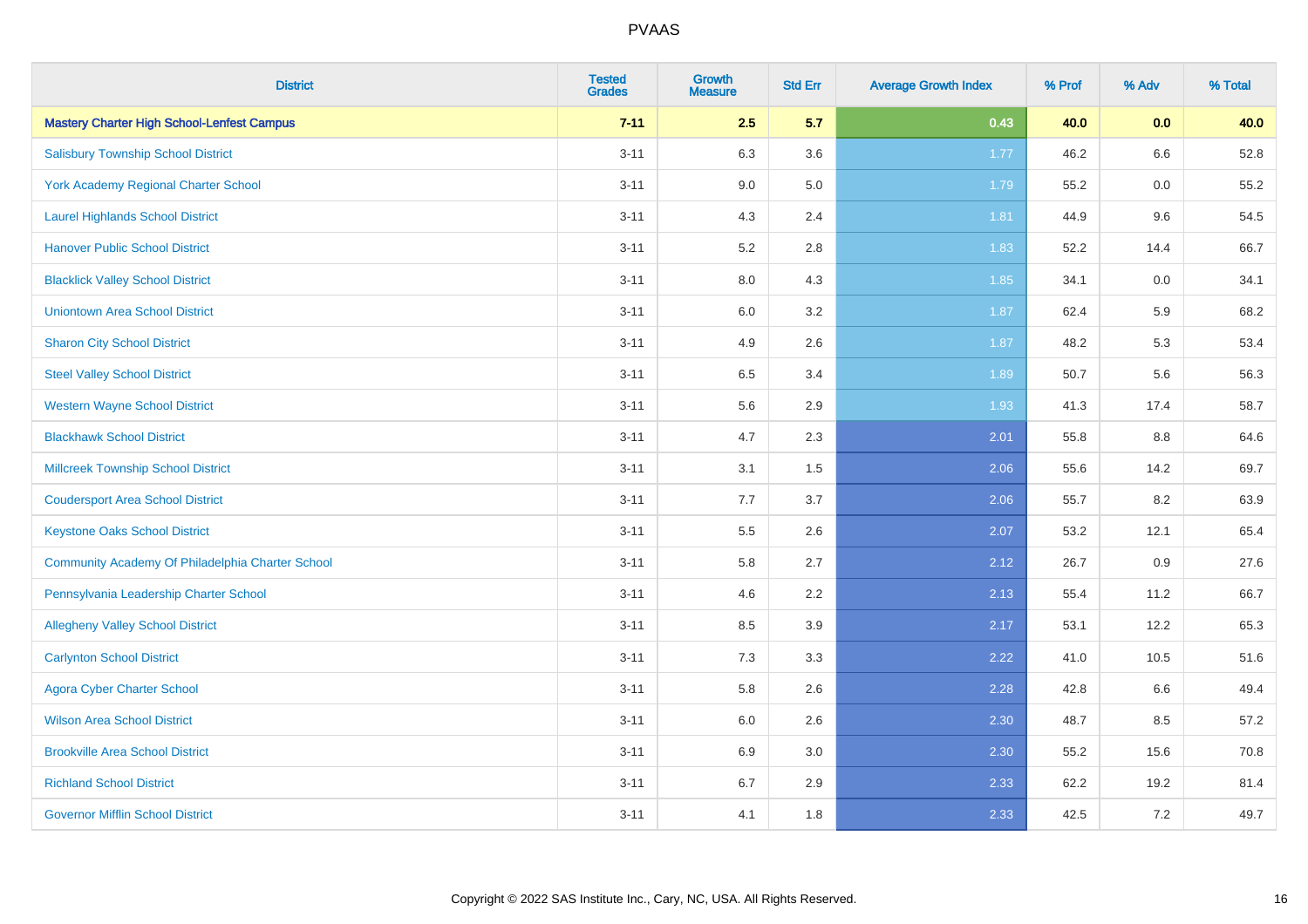# PVAAS

| District | Tested Grades | Growth Measure | Std Err | Average Growth Index | % Prof | % Adv | % Total |
|---|---|---|---|---|---|---|---|
| **Mastery Charter High School-Lenfest Campus** | **7-11** | **2.5** | **5.7** | **0.43** | **40.0** | **0.0** | **40.0** |
| Salisbury Township School District | 3-11 | 6.3 | 3.6 | 1.77 | 46.2 | 6.6 | 52.8 |
| York Academy Regional Charter School | 3-11 | 9.0 | 5.0 | 1.79 | 55.2 | 0.0 | 55.2 |
| Laurel Highlands School District | 3-11 | 4.3 | 2.4 | 1.81 | 44.9 | 9.6 | 54.5 |
| Hanover Public School District | 3-11 | 5.2 | 2.8 | 1.83 | 52.2 | 14.4 | 66.7 |
| Blacklick Valley School District | 3-11 | 8.0 | 4.3 | 1.85 | 34.1 | 0.0 | 34.1 |
| Uniontown Area School District | 3-11 | 6.0 | 3.2 | 1.87 | 62.4 | 5.9 | 68.2 |
| Sharon City School District | 3-11 | 4.9 | 2.6 | 1.87 | 48.2 | 5.3 | 53.4 |
| Steel Valley School District | 3-11 | 6.5 | 3.4 | 1.89 | 50.7 | 5.6 | 56.3 |
| Western Wayne School District | 3-11 | 5.6 | 2.9 | 1.93 | 41.3 | 17.4 | 58.7 |
| Blackhawk School District | 3-11 | 4.7 | 2.3 | 2.01 | 55.8 | 8.8 | 64.6 |
| Millcreek Township School District | 3-11 | 3.1 | 1.5 | 2.06 | 55.6 | 14.2 | 69.7 |
| Coudersport Area School District | 3-11 | 7.7 | 3.7 | 2.06 | 55.7 | 8.2 | 63.9 |
| Keystone Oaks School District | 3-11 | 5.5 | 2.6 | 2.07 | 53.2 | 12.1 | 65.4 |
| Community Academy Of Philadelphia Charter School | 3-11 | 5.8 | 2.7 | 2.12 | 26.7 | 0.9 | 27.6 |
| Pennsylvania Leadership Charter School | 3-11 | 4.6 | 2.2 | 2.13 | 55.4 | 11.2 | 66.7 |
| Allegheny Valley School District | 3-11 | 8.5 | 3.9 | 2.17 | 53.1 | 12.2 | 65.3 |
| Carlynton School District | 3-11 | 7.3 | 3.3 | 2.22 | 41.0 | 10.5 | 51.6 |
| Agora Cyber Charter School | 3-11 | 5.8 | 2.6 | 2.28 | 42.8 | 6.6 | 49.4 |
| Wilson Area School District | 3-11 | 6.0 | 2.6 | 2.30 | 48.7 | 8.5 | 57.2 |
| Brookville Area School District | 3-11 | 6.9 | 3.0 | 2.30 | 55.2 | 15.6 | 70.8 |
| Richland School District | 3-11 | 6.7 | 2.9 | 2.33 | 62.2 | 19.2 | 81.4 |
| Governor Mifflin School District | 3-11 | 4.1 | 1.8 | 2.33 | 42.5 | 7.2 | 49.7 |

Copyright © 2022 SAS Institute Inc., Cary, NC, USA. All Rights Reserved.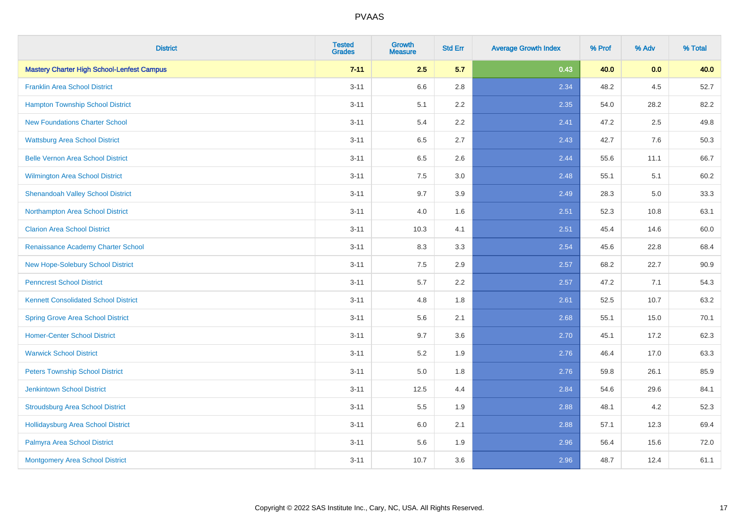# PVAAS

| District | Tested Grades | Growth Measure | Std Err | Average Growth Index | % Prof | % Adv | % Total |
|---|---|---|---|---|---|---|---|
| **Mastery Charter High School-Lenfest Campus** | **7-11** | **2.5** | **5.7** | **0.43** | **40.0** | **0.0** | **40.0** |
| Franklin Area School District | 3-11 | 6.6 | 2.8 | 2.34 | 48.2 | 4.5 | 52.7 |
| Hampton Township School District | 3-11 | 5.1 | 2.2 | 2.35 | 54.0 | 28.2 | 82.2 |
| New Foundations Charter School | 3-11 | 5.4 | 2.2 | 2.41 | 47.2 | 2.5 | 49.8 |
| Wattsburg Area School District | 3-11 | 6.5 | 2.7 | 2.43 | 42.7 | 7.6 | 50.3 |
| Belle Vernon Area School District | 3-11 | 6.5 | 2.6 | 2.44 | 55.6 | 11.1 | 66.7 |
| Wilmington Area School District | 3-11 | 7.5 | 3.0 | 2.48 | 55.1 | 5.1 | 60.2 |
| Shenandoah Valley School District | 3-11 | 9.7 | 3.9 | 2.49 | 28.3 | 5.0 | 33.3 |
| Northampton Area School District | 3-11 | 4.0 | 1.6 | 2.51 | 52.3 | 10.8 | 63.1 |
| Clarion Area School District | 3-11 | 10.3 | 4.1 | 2.51 | 45.4 | 14.6 | 60.0 |
| Renaissance Academy Charter School | 3-11 | 8.3 | 3.3 | 2.54 | 45.6 | 22.8 | 68.4 |
| New Hope-Solebury School District | 3-11 | 7.5 | 2.9 | 2.57 | 68.2 | 22.7 | 90.9 |
| Penncrest School District | 3-11 | 5.7 | 2.2 | 2.57 | 47.2 | 7.1 | 54.3 |
| Kennett Consolidated School District | 3-11 | 4.8 | 1.8 | 2.61 | 52.5 | 10.7 | 63.2 |
| Spring Grove Area School District | 3-11 | 5.6 | 2.1 | 2.68 | 55.1 | 15.0 | 70.1 |
| Homer-Center School District | 3-11 | 9.7 | 3.6 | 2.70 | 45.1 | 17.2 | 62.3 |
| Warwick School District | 3-11 | 5.2 | 1.9 | 2.76 | 46.4 | 17.0 | 63.3 |
| Peters Township School District | 3-11 | 5.0 | 1.8 | 2.76 | 59.8 | 26.1 | 85.9 |
| Jenkintown School District | 3-11 | 12.5 | 4.4 | 2.84 | 54.6 | 29.6 | 84.1 |
| Stroudsburg Area School District | 3-11 | 5.5 | 1.9 | 2.88 | 48.1 | 4.2 | 52.3 |
| Hollidaysburg Area School District | 3-11 | 6.0 | 2.1 | 2.88 | 57.1 | 12.3 | 69.4 |
| Palmyra Area School District | 3-11 | 5.6 | 1.9 | 2.96 | 56.4 | 15.6 | 72.0 |
| Montgomery Area School District | 3-11 | 10.7 | 3.6 | 2.96 | 48.7 | 12.4 | 61.1 |

Copyright © 2022 SAS Institute Inc., Cary, NC, USA. All Rights Reserved.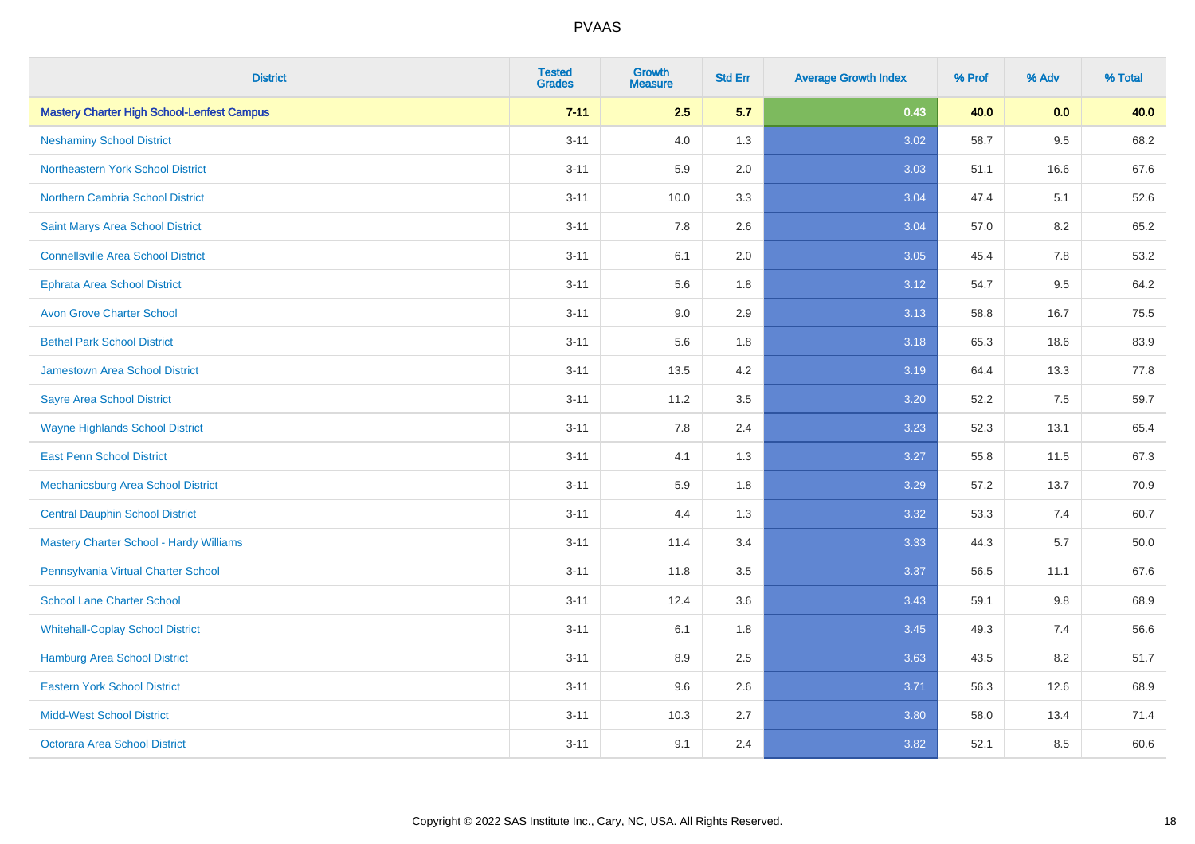| District | Tested Grades | Growth Measure | Std Err | Average Growth Index | % Prof | % Adv | % Total |
|---|---|---|---|---|---|---|---|
| **Mastery Charter High School-Lenfest Campus** | **7-11** | **2.5** | **5.7** | **0.43** | **40.0** | **0.0** | **40.0** |
| Neshaminy School District | 3-11 | 4.0 | 1.3 | 3.02 | 58.7 | 9.5 | 68.2 |
| Northeastern York School District | 3-11 | 5.9 | 2.0 | 3.03 | 51.1 | 16.6 | 67.6 |
| Northern Cambria School District | 3-11 | 10.0 | 3.3 | 3.04 | 47.4 | 5.1 | 52.6 |
| Saint Marys Area School District | 3-11 | 7.8 | 2.6 | 3.04 | 57.0 | 8.2 | 65.2 |
| Connellsville Area School District | 3-11 | 6.1 | 2.0 | 3.05 | 45.4 | 7.8 | 53.2 |
| Ephrata Area School District | 3-11 | 5.6 | 1.8 | 3.12 | 54.7 | 9.5 | 64.2 |
| Avon Grove Charter School | 3-11 | 9.0 | 2.9 | 3.13 | 58.8 | 16.7 | 75.5 |
| Bethel Park School District | 3-11 | 5.6 | 1.8 | 3.18 | 65.3 | 18.6 | 83.9 |
| Jamestown Area School District | 3-11 | 13.5 | 4.2 | 3.19 | 64.4 | 13.3 | 77.8 |
| Sayre Area School District | 3-11 | 11.2 | 3.5 | 3.20 | 52.2 | 7.5 | 59.7 |
| Wayne Highlands School District | 3-11 | 7.8 | 2.4 | 3.23 | 52.3 | 13.1 | 65.4 |
| East Penn School District | 3-11 | 4.1 | 1.3 | 3.27 | 55.8 | 11.5 | 67.3 |
| Mechanicsburg Area School District | 3-11 | 5.9 | 1.8 | 3.29 | 57.2 | 13.7 | 70.9 |
| Central Dauphin School District | 3-11 | 4.4 | 1.3 | 3.32 | 53.3 | 7.4 | 60.7 |
| Mastery Charter School - Hardy Williams | 3-11 | 11.4 | 3.4 | 3.33 | 44.3 | 5.7 | 50.0 |
| Pennsylvania Virtual Charter School | 3-11 | 11.8 | 3.5 | 3.37 | 56.5 | 11.1 | 67.6 |
| School Lane Charter School | 3-11 | 12.4 | 3.6 | 3.43 | 59.1 | 9.8 | 68.9 |
| Whitehall-Coplay School District | 3-11 | 6.1 | 1.8 | 3.45 | 49.3 | 7.4 | 56.6 |
| Hamburg Area School District | 3-11 | 8.9 | 2.5 | 3.63 | 43.5 | 8.2 | 51.7 |
| Eastern York School District | 3-11 | 9.6 | 2.6 | 3.71 | 56.3 | 12.6 | 68.9 |
| Midd-West School District | 3-11 | 10.3 | 2.7 | 3.80 | 58.0 | 13.4 | 71.4 |
| Octorara Area School District | 3-11 | 9.1 | 2.4 | 3.82 | 52.1 | 8.5 | 60.6 |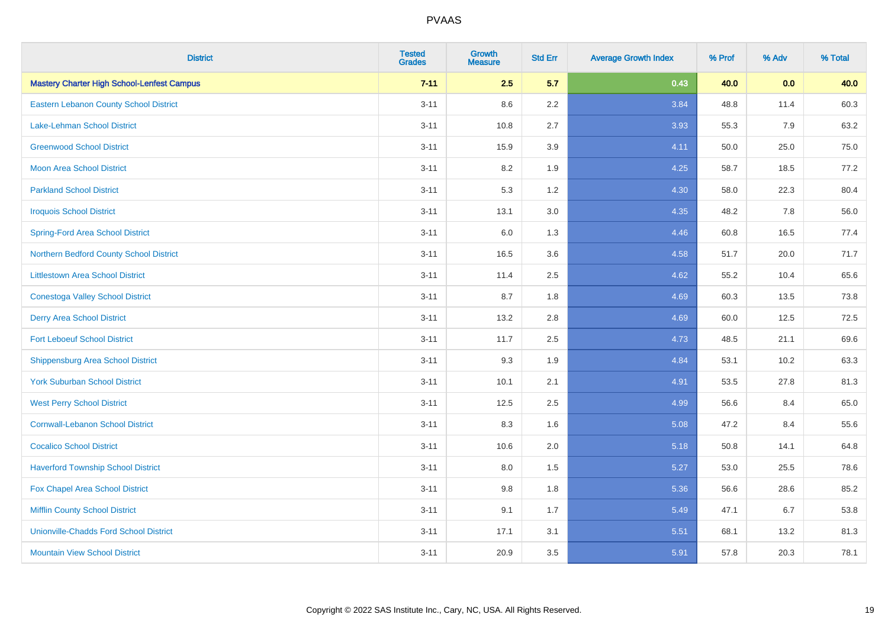| District | Tested Grades | Growth Measure | Std Err | Average Growth Index | % Prof | % Adv | % Total |
|---|---|---|---|---|---|---|---|
| **Mastery Charter High School-Lenfest Campus** | **7-11** | **2.5** | **5.7** | **0.43** | **40.0** | **0.0** | **40.0** |
| Eastern Lebanon County School District | 3-11 | 8.6 | 2.2 | 3.84 | 48.8 | 11.4 | 60.3 |
| Lake-Lehman School District | 3-11 | 10.8 | 2.7 | 3.93 | 55.3 | 7.9 | 63.2 |
| Greenwood School District | 3-11 | 15.9 | 3.9 | 4.11 | 50.0 | 25.0 | 75.0 |
| Moon Area School District | 3-11 | 8.2 | 1.9 | 4.25 | 58.7 | 18.5 | 77.2 |
| Parkland School District | 3-11 | 5.3 | 1.2 | 4.30 | 58.0 | 22.3 | 80.4 |
| Iroquois School District | 3-11 | 13.1 | 3.0 | 4.35 | 48.2 | 7.8 | 56.0 |
| Spring-Ford Area School District | 3-11 | 6.0 | 1.3 | 4.46 | 60.8 | 16.5 | 77.4 |
| Northern Bedford County School District | 3-11 | 16.5 | 3.6 | 4.58 | 51.7 | 20.0 | 71.7 |
| Littlestown Area School District | 3-11 | 11.4 | 2.5 | 4.62 | 55.2 | 10.4 | 65.6 |
| Conestoga Valley School District | 3-11 | 8.7 | 1.8 | 4.69 | 60.3 | 13.5 | 73.8 |
| Derry Area School District | 3-11 | 13.2 | 2.8 | 4.69 | 60.0 | 12.5 | 72.5 |
| Fort Leboeuf School District | 3-11 | 11.7 | 2.5 | 4.73 | 48.5 | 21.1 | 69.6 |
| Shippensburg Area School District | 3-11 | 9.3 | 1.9 | 4.84 | 53.1 | 10.2 | 63.3 |
| York Suburban School District | 3-11 | 10.1 | 2.1 | 4.91 | 53.5 | 27.8 | 81.3 |
| West Perry School District | 3-11 | 12.5 | 2.5 | 4.99 | 56.6 | 8.4 | 65.0 |
| Cornwall-Lebanon School District | 3-11 | 8.3 | 1.6 | 5.08 | 47.2 | 8.4 | 55.6 |
| Cocalico School District | 3-11 | 10.6 | 2.0 | 5.18 | 50.8 | 14.1 | 64.8 |
| Haverford Township School District | 3-11 | 8.0 | 1.5 | 5.27 | 53.0 | 25.5 | 78.6 |
| Fox Chapel Area School District | 3-11 | 9.8 | 1.8 | 5.36 | 56.6 | 28.6 | 85.2 |
| Mifflin County School District | 3-11 | 9.1 | 1.7 | 5.49 | 47.1 | 6.7 | 53.8 |
| Unionville-Chadds Ford School District | 3-11 | 17.1 | 3.1 | 5.51 | 68.1 | 13.2 | 81.3 |
| Mountain View School District | 3-11 | 20.9 | 3.5 | 5.91 | 57.8 | 20.3 | 78.1 |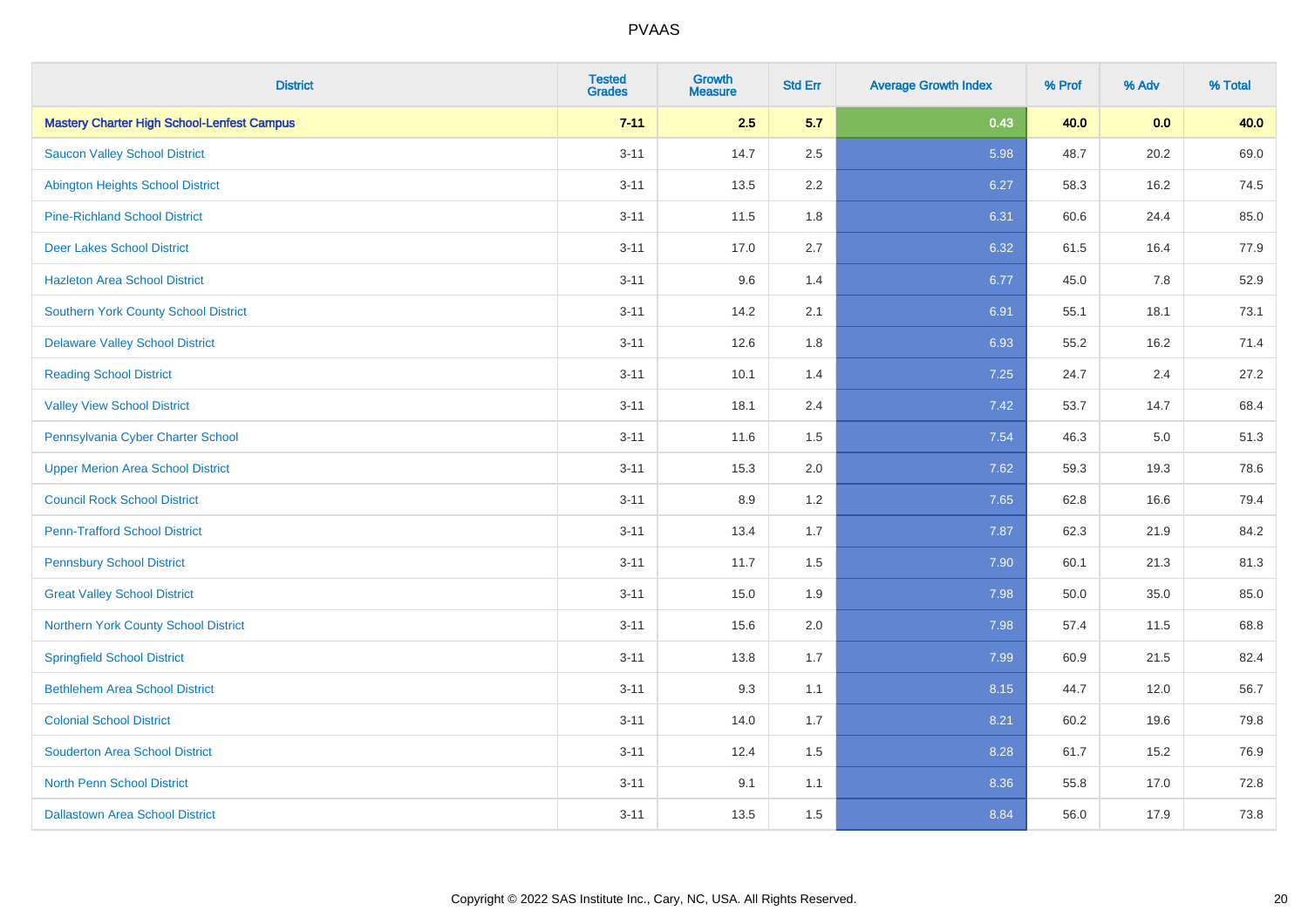| District | Tested Grades | Growth Measure | Std Err | Average Growth Index | % Prof | % Adv | % Total |
|---|---|---|---|---|---|---|---|
| **Mastery Charter High School-Lenfest Campus** | **7-11** | **2.5** | **5.7** | **0.43** | **40.0** | **0.0** | **40.0** |
| Saucon Valley School District | 3-11 | 14.7 | 2.5 | 5.98 | 48.7 | 20.2 | 69.0 |
| Abington Heights School District | 3-11 | 13.5 | 2.2 | 6.27 | 58.3 | 16.2 | 74.5 |
| Pine-Richland School District | 3-11 | 11.5 | 1.8 | 6.31 | 60.6 | 24.4 | 85.0 |
| Deer Lakes School District | 3-11 | 17.0 | 2.7 | 6.32 | 61.5 | 16.4 | 77.9 |
| Hazleton Area School District | 3-11 | 9.6 | 1.4 | 6.77 | 45.0 | 7.8 | 52.9 |
| Southern York County School District | 3-11 | 14.2 | 2.1 | 6.91 | 55.1 | 18.1 | 73.1 |
| Delaware Valley School District | 3-11 | 12.6 | 1.8 | 6.93 | 55.2 | 16.2 | 71.4 |
| Reading School District | 3-11 | 10.1 | 1.4 | 7.25 | 24.7 | 2.4 | 27.2 |
| Valley View School District | 3-11 | 18.1 | 2.4 | 7.42 | 53.7 | 14.7 | 68.4 |
| Pennsylvania Cyber Charter School | 3-11 | 11.6 | 1.5 | 7.54 | 46.3 | 5.0 | 51.3 |
| Upper Merion Area School District | 3-11 | 15.3 | 2.0 | 7.62 | 59.3 | 19.3 | 78.6 |
| Council Rock School District | 3-11 | 8.9 | 1.2 | 7.65 | 62.8 | 16.6 | 79.4 |
| Penn-Trafford School District | 3-11 | 13.4 | 1.7 | 7.87 | 62.3 | 21.9 | 84.2 |
| Pennsbury School District | 3-11 | 11.7 | 1.5 | 7.90 | 60.1 | 21.3 | 81.3 |
| Great Valley School District | 3-11 | 15.0 | 1.9 | 7.98 | 50.0 | 35.0 | 85.0 |
| Northern York County School District | 3-11 | 15.6 | 2.0 | 7.98 | 57.4 | 11.5 | 68.8 |
| Springfield School District | 3-11 | 13.8 | 1.7 | 7.99 | 60.9 | 21.5 | 82.4 |
| Bethlehem Area School District | 3-11 | 9.3 | 1.1 | 8.15 | 44.7 | 12.0 | 56.7 |
| Colonial School District | 3-11 | 14.0 | 1.7 | 8.21 | 60.2 | 19.6 | 79.8 |
| Souderton Area School District | 3-11 | 12.4 | 1.5 | 8.28 | 61.7 | 15.2 | 76.9 |
| North Penn School District | 3-11 | 9.1 | 1.1 | 8.36 | 55.8 | 17.0 | 72.8 |
| Dallastown Area School District | 3-11 | 13.5 | 1.5 | 8.84 | 56.0 | 17.9 | 73.8 |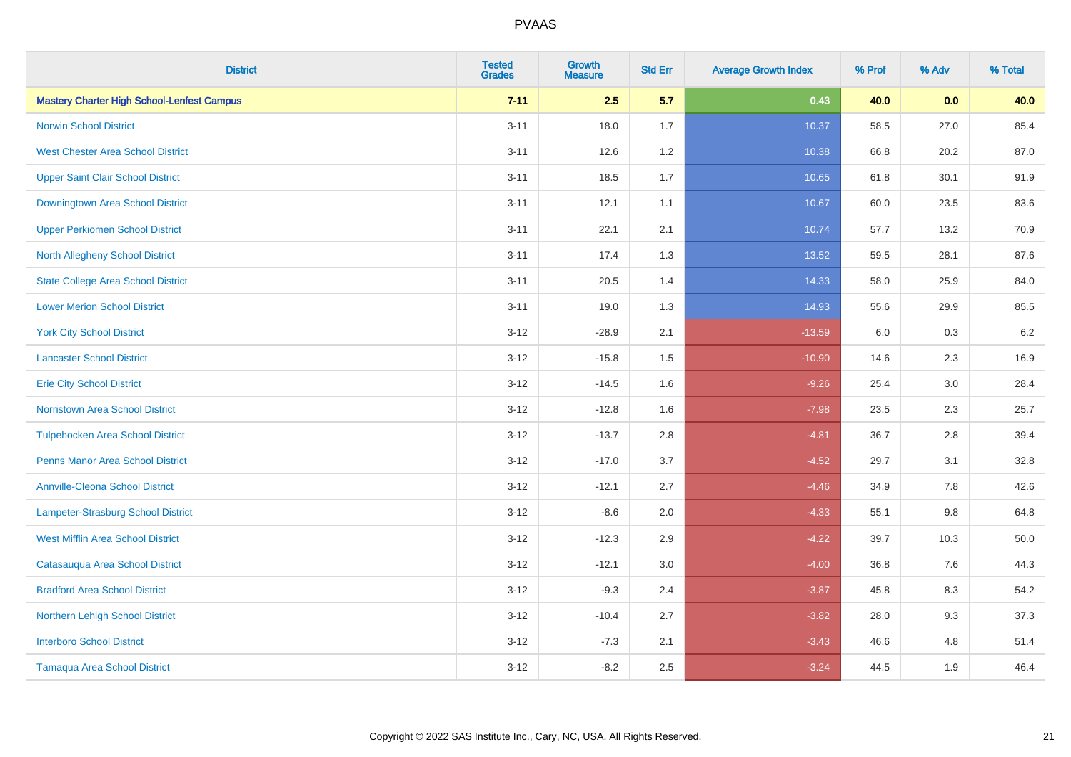# PVAAS

| District | Tested Grades | Growth Measure | Std Err | Average Growth Index | % Prof | % Adv | % Total |
|---|---|---|---|---|---|---|---|
| **Mastery Charter High School-Lenfest Campus** | **7-11** | **2.5** | **5.7** | **0.43** | **40.0** | **0.0** | **40.0** |
| Norwin School District | 3-11 | 18.0 | 1.7 | 10.37 | 58.5 | 27.0 | 85.4 |
| West Chester Area School District | 3-11 | 12.6 | 1.2 | 10.38 | 66.8 | 20.2 | 87.0 |
| Upper Saint Clair School District | 3-11 | 18.5 | 1.7 | 10.65 | 61.8 | 30.1 | 91.9 |
| Downingtown Area School District | 3-11 | 12.1 | 1.1 | 10.67 | 60.0 | 23.5 | 83.6 |
| Upper Perkiomen School District | 3-11 | 22.1 | 2.1 | 10.74 | 57.7 | 13.2 | 70.9 |
| North Allegheny School District | 3-11 | 17.4 | 1.3 | 13.52 | 59.5 | 28.1 | 87.6 |
| State College Area School District | 3-11 | 20.5 | 1.4 | 14.33 | 58.0 | 25.9 | 84.0 |
| Lower Merion School District | 3-11 | 19.0 | 1.3 | 14.93 | 55.6 | 29.9 | 85.5 |
| York City School District | 3-12 | -28.9 | 2.1 | -13.59 | 6.0 | 0.3 | 6.2 |
| Lancaster School District | 3-12 | -15.8 | 1.5 | -10.90 | 14.6 | 2.3 | 16.9 |
| Erie City School District | 3-12 | -14.5 | 1.6 | -9.26 | 25.4 | 3.0 | 28.4 |
| Norristown Area School District | 3-12 | -12.8 | 1.6 | -7.98 | 23.5 | 2.3 | 25.7 |
| Tulpehocken Area School District | 3-12 | -13.7 | 2.8 | -4.81 | 36.7 | 2.8 | 39.4 |
| Penns Manor Area School District | 3-12 | -17.0 | 3.7 | -4.52 | 29.7 | 3.1 | 32.8 |
| Annville-Cleona School District | 3-12 | -12.1 | 2.7 | -4.46 | 34.9 | 7.8 | 42.6 |
| Lampeter-Strasburg School District | 3-12 | -8.6 | 2.0 | -4.33 | 55.1 | 9.8 | 64.8 |
| West Mifflin Area School District | 3-12 | -12.3 | 2.9 | -4.22 | 39.7 | 10.3 | 50.0 |
| Catasauqua Area School District | 3-12 | -12.1 | 3.0 | -4.00 | 36.8 | 7.6 | 44.3 |
| Bradford Area School District | 3-12 | -9.3 | 2.4 | -3.87 | 45.8 | 8.3 | 54.2 |
| Northern Lehigh School District | 3-12 | -10.4 | 2.7 | -3.82 | 28.0 | 9.3 | 37.3 |
| Interboro School District | 3-12 | -7.3 | 2.1 | -3.43 | 46.6 | 4.8 | 51.4 |
| Tamaqua Area School District | 3-12 | -8.2 | 2.5 | -3.24 | 44.5 | 1.9 | 46.4 |

Copyright © 2022 SAS Institute Inc., Cary, NC, USA. All Rights Reserved.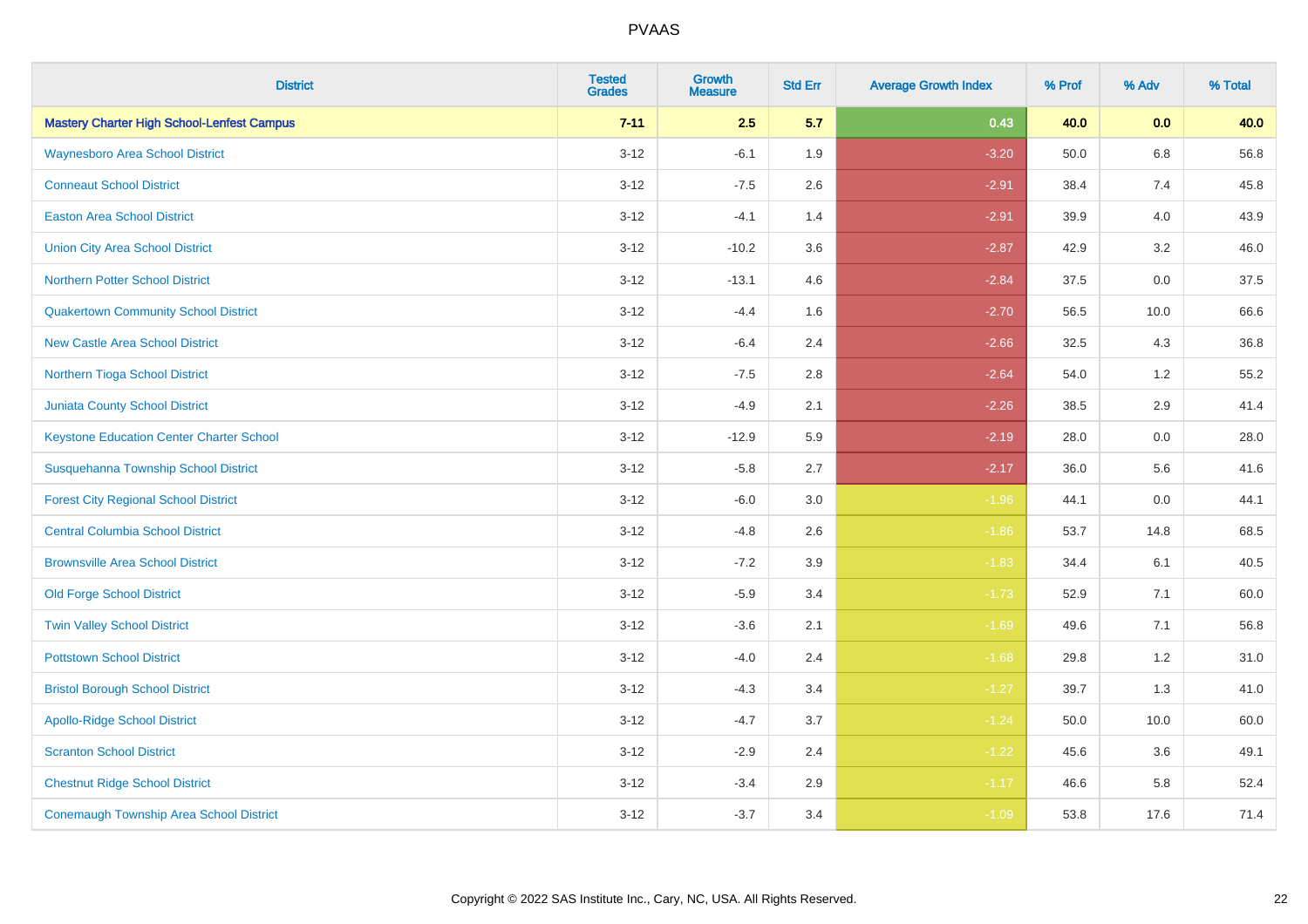| District | Tested Grades | Growth Measure | Std Err | Average Growth Index | % Prof | % Adv | % Total |
|---|---|---|---|---|---|---|---|
| **Mastery Charter High School-Lenfest Campus** | **7-11** | **2.5** | **5.7** | **0.43** | **40.0** | **0.0** | **40.0** |
| Waynesboro Area School District | 3-12 | -6.1 | 1.9 | -3.20 | 50.0 | 6.8 | 56.8 |
| Conneaut School District | 3-12 | -7.5 | 2.6 | -2.91 | 38.4 | 7.4 | 45.8 |
| Easton Area School District | 3-12 | -4.1 | 1.4 | -2.91 | 39.9 | 4.0 | 43.9 |
| Union City Area School District | 3-12 | -10.2 | 3.6 | -2.87 | 42.9 | 3.2 | 46.0 |
| Northern Potter School District | 3-12 | -13.1 | 4.6 | -2.84 | 37.5 | 0.0 | 37.5 |
| Quakertown Community School District | 3-12 | -4.4 | 1.6 | -2.70 | 56.5 | 10.0 | 66.6 |
| New Castle Area School District | 3-12 | -6.4 | 2.4 | -2.66 | 32.5 | 4.3 | 36.8 |
| Northern Tioga School District | 3-12 | -7.5 | 2.8 | -2.64 | 54.0 | 1.2 | 55.2 |
| Juniata County School District | 3-12 | -4.9 | 2.1 | -2.26 | 38.5 | 2.9 | 41.4 |
| Keystone Education Center Charter School | 3-12 | -12.9 | 5.9 | -2.19 | 28.0 | 0.0 | 28.0 |
| Susquehanna Township School District | 3-12 | -5.8 | 2.7 | -2.17 | 36.0 | 5.6 | 41.6 |
| Forest City Regional School District | 3-12 | -6.0 | 3.0 | -1.96 | 44.1 | 0.0 | 44.1 |
| Central Columbia School District | 3-12 | -4.8 | 2.6 | -1.86 | 53.7 | 14.8 | 68.5 |
| Brownsville Area School District | 3-12 | -7.2 | 3.9 | -1.83 | 34.4 | 6.1 | 40.5 |
| Old Forge School District | 3-12 | -5.9 | 3.4 | -1.73 | 52.9 | 7.1 | 60.0 |
| Twin Valley School District | 3-12 | -3.6 | 2.1 | -1.69 | 49.6 | 7.1 | 56.8 |
| Pottstown School District | 3-12 | -4.0 | 2.4 | -1.68 | 29.8 | 1.2 | 31.0 |
| Bristol Borough School District | 3-12 | -4.3 | 3.4 | -1.27 | 39.7 | 1.3 | 41.0 |
| Apollo-Ridge School District | 3-12 | -4.7 | 3.7 | -1.24 | 50.0 | 10.0 | 60.0 |
| Scranton School District | 3-12 | -2.9 | 2.4 | -1.22 | 45.6 | 3.6 | 49.1 |
| Chestnut Ridge School District | 3-12 | -3.4 | 2.9 | -1.17 | 46.6 | 5.8 | 52.4 |
| Conemaugh Township Area School District | 3-12 | -3.7 | 3.4 | -1.09 | 53.8 | 17.6 | 71.4 |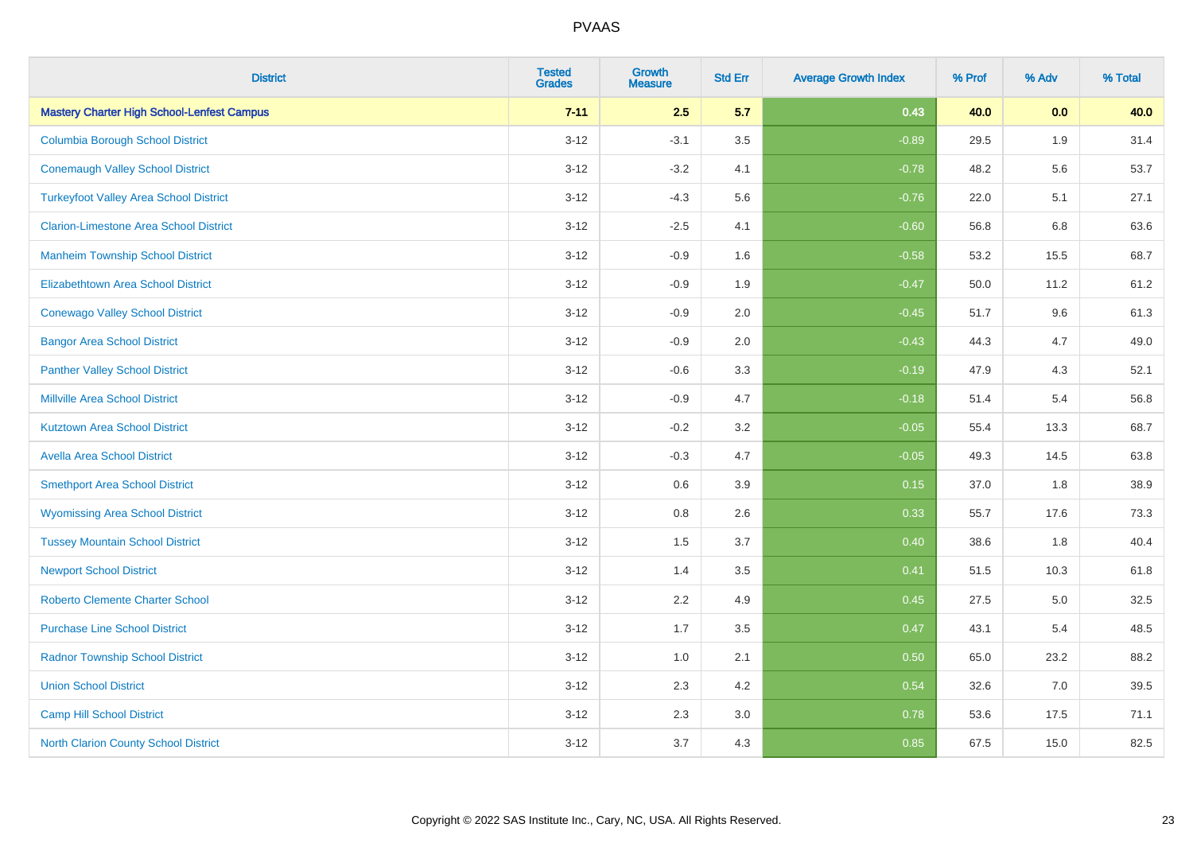PVAAS

| District | Tested Grades | Growth Measure | Std Err | Average Growth Index | % Prof | % Adv | % Total |
|---|---|---|---|---|---|---|---|
| **Mastery Charter High School-Lenfest Campus** | **7-11** | **2.5** | **5.7** | **0.43** | **40.0** | **0.0** | **40.0** |
| Columbia Borough School District | 3-12 | -3.1 | 3.5 | -0.89 | 29.5 | 1.9 | 31.4 |
| Conemaugh Valley School District | 3-12 | -3.2 | 4.1 | -0.78 | 48.2 | 5.6 | 53.7 |
| Turkeyfoot Valley Area School District | 3-12 | -4.3 | 5.6 | -0.76 | 22.0 | 5.1 | 27.1 |
| Clarion-Limestone Area School District | 3-12 | -2.5 | 4.1 | -0.60 | 56.8 | 6.8 | 63.6 |
| Manheim Township School District | 3-12 | -0.9 | 1.6 | -0.58 | 53.2 | 15.5 | 68.7 |
| Elizabethtown Area School District | 3-12 | -0.9 | 1.9 | -0.47 | 50.0 | 11.2 | 61.2 |
| Conewago Valley School District | 3-12 | -0.9 | 2.0 | -0.45 | 51.7 | 9.6 | 61.3 |
| Bangor Area School District | 3-12 | -0.9 | 2.0 | -0.43 | 44.3 | 4.7 | 49.0 |
| Panther Valley School District | 3-12 | -0.6 | 3.3 | -0.19 | 47.9 | 4.3 | 52.1 |
| Millville Area School District | 3-12 | -0.9 | 4.7 | -0.18 | 51.4 | 5.4 | 56.8 |
| Kutztown Area School District | 3-12 | -0.2 | 3.2 | -0.05 | 55.4 | 13.3 | 68.7 |
| Avella Area School District | 3-12 | -0.3 | 4.7 | -0.05 | 49.3 | 14.5 | 63.8 |
| Smethport Area School District | 3-12 | 0.6 | 3.9 | 0.15 | 37.0 | 1.8 | 38.9 |
| Wyomissing Area School District | 3-12 | 0.8 | 2.6 | 0.33 | 55.7 | 17.6 | 73.3 |
| Tussey Mountain School District | 3-12 | 1.5 | 3.7 | 0.40 | 38.6 | 1.8 | 40.4 |
| Newport School District | 3-12 | 1.4 | 3.5 | 0.41 | 51.5 | 10.3 | 61.8 |
| Roberto Clemente Charter School | 3-12 | 2.2 | 4.9 | 0.45 | 27.5 | 5.0 | 32.5 |
| Purchase Line School District | 3-12 | 1.7 | 3.5 | 0.47 | 43.1 | 5.4 | 48.5 |
| Radnor Township School District | 3-12 | 1.0 | 2.1 | 0.50 | 65.0 | 23.2 | 88.2 |
| Union School District | 3-12 | 2.3 | 4.2 | 0.54 | 32.6 | 7.0 | 39.5 |
| Camp Hill School District | 3-12 | 2.3 | 3.0 | 0.78 | 53.6 | 17.5 | 71.1 |
| North Clarion County School District | 3-12 | 3.7 | 4.3 | 0.85 | 67.5 | 15.0 | 82.5 |

Copyright © 2022 SAS Institute Inc., Cary, NC, USA. All Rights Reserved.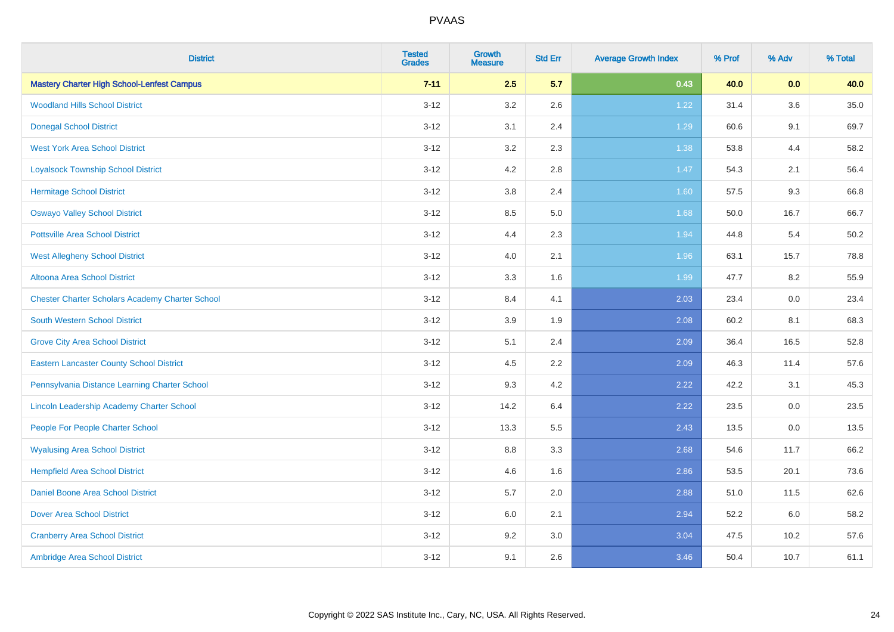| District | Tested Grades | Growth Measure | Std Err | Average Growth Index | % Prof | % Adv | % Total |
|---|---|---|---|---|---|---|---|
| **Mastery Charter High School-Lenfest Campus** | **7-11** | **2.5** | **5.7** | **0.43** | **40.0** | **0.0** | **40.0** |
| Woodland Hills School District | 3-12 | 3.2 | 2.6 | 1.22 | 31.4 | 3.6 | 35.0 |
| Donegal School District | 3-12 | 3.1 | 2.4 | 1.29 | 60.6 | 9.1 | 69.7 |
| West York Area School District | 3-12 | 3.2 | 2.3 | 1.38 | 53.8 | 4.4 | 58.2 |
| Loyalsock Township School District | 3-12 | 4.2 | 2.8 | 1.47 | 54.3 | 2.1 | 56.4 |
| Hermitage School District | 3-12 | 3.8 | 2.4 | 1.60 | 57.5 | 9.3 | 66.8 |
| Oswayo Valley School District | 3-12 | 8.5 | 5.0 | 1.68 | 50.0 | 16.7 | 66.7 |
| Pottsville Area School District | 3-12 | 4.4 | 2.3 | 1.94 | 44.8 | 5.4 | 50.2 |
| West Allegheny School District | 3-12 | 4.0 | 2.1 | 1.96 | 63.1 | 15.7 | 78.8 |
| Altoona Area School District | 3-12 | 3.3 | 1.6 | 1.99 | 47.7 | 8.2 | 55.9 |
| Chester Charter Scholars Academy Charter School | 3-12 | 8.4 | 4.1 | 2.03 | 23.4 | 0.0 | 23.4 |
| South Western School District | 3-12 | 3.9 | 1.9 | 2.08 | 60.2 | 8.1 | 68.3 |
| Grove City Area School District | 3-12 | 5.1 | 2.4 | 2.09 | 36.4 | 16.5 | 52.8 |
| Eastern Lancaster County School District | 3-12 | 4.5 | 2.2 | 2.09 | 46.3 | 11.4 | 57.6 |
| Pennsylvania Distance Learning Charter School | 3-12 | 9.3 | 4.2 | 2.22 | 42.2 | 3.1 | 45.3 |
| Lincoln Leadership Academy Charter School | 3-12 | 14.2 | 6.4 | 2.22 | 23.5 | 0.0 | 23.5 |
| People For People Charter School | 3-12 | 13.3 | 5.5 | 2.43 | 13.5 | 0.0 | 13.5 |
| Wyalusing Area School District | 3-12 | 8.8 | 3.3 | 2.68 | 54.6 | 11.7 | 66.2 |
| Hempfield Area School District | 3-12 | 4.6 | 1.6 | 2.86 | 53.5 | 20.1 | 73.6 |
| Daniel Boone Area School District | 3-12 | 5.7 | 2.0 | 2.88 | 51.0 | 11.5 | 62.6 |
| Dover Area School District | 3-12 | 6.0 | 2.1 | 2.94 | 52.2 | 6.0 | 58.2 |
| Cranberry Area School District | 3-12 | 9.2 | 3.0 | 3.04 | 47.5 | 10.2 | 57.6 |
| Ambridge Area School District | 3-12 | 9.1 | 2.6 | 3.46 | 50.4 | 10.7 | 61.1 |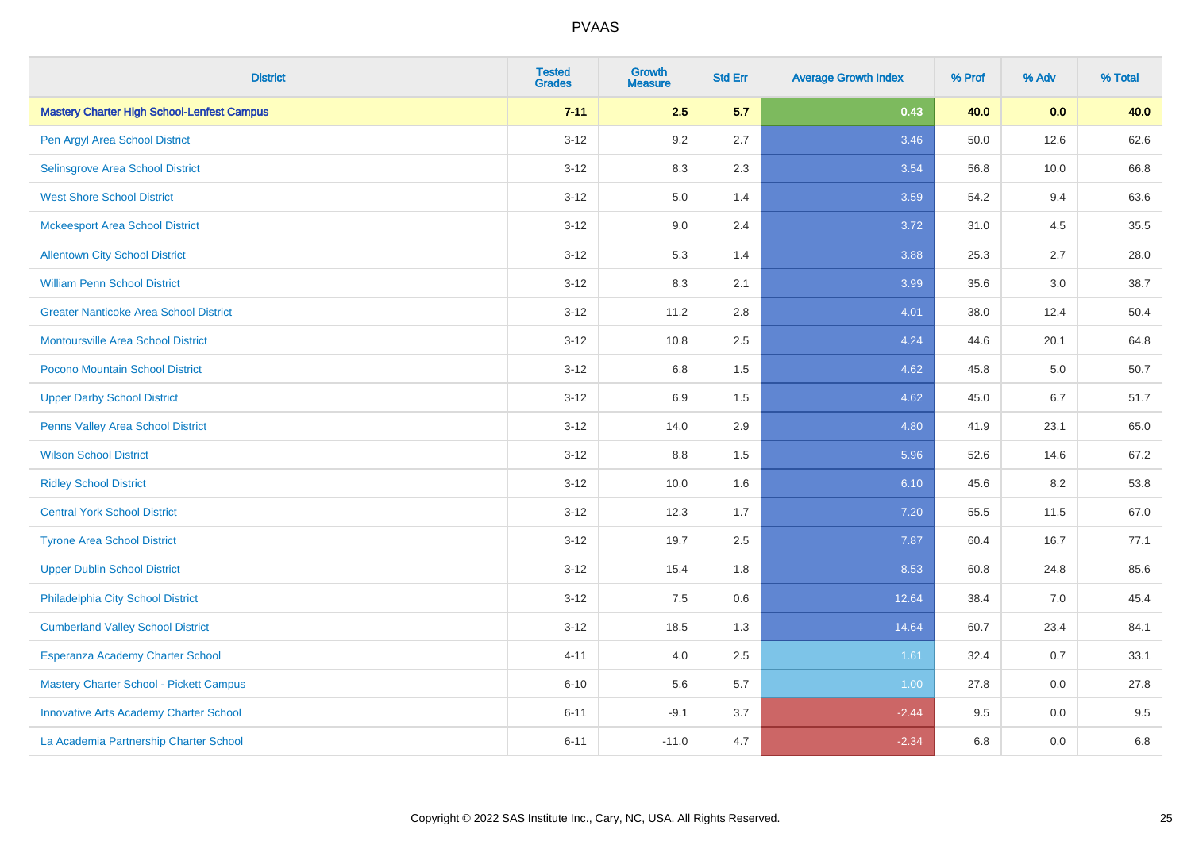| District | Tested Grades | Growth Measure | Std Err | Average Growth Index | % Prof | % Adv | % Total |
|---|---|---|---|---|---|---|---|
| **Mastery Charter High School-Lenfest Campus** | **7-11** | **2.5** | **5.7** | **0.43** | **40.0** | **0.0** | **40.0** |
| Pen Argyl Area School District | 3-12 | 9.2 | 2.7 | 3.46 | 50.0 | 12.6 | 62.6 |
| Selinsgrove Area School District | 3-12 | 8.3 | 2.3 | 3.54 | 56.8 | 10.0 | 66.8 |
| West Shore School District | 3-12 | 5.0 | 1.4 | 3.59 | 54.2 | 9.4 | 63.6 |
| Mckeesport Area School District | 3-12 | 9.0 | 2.4 | 3.72 | 31.0 | 4.5 | 35.5 |
| Allentown City School District | 3-12 | 5.3 | 1.4 | 3.88 | 25.3 | 2.7 | 28.0 |
| William Penn School District | 3-12 | 8.3 | 2.1 | 3.99 | 35.6 | 3.0 | 38.7 |
| Greater Nanticoke Area School District | 3-12 | 11.2 | 2.8 | 4.01 | 38.0 | 12.4 | 50.4 |
| Montoursville Area School District | 3-12 | 10.8 | 2.5 | 4.24 | 44.6 | 20.1 | 64.8 |
| Pocono Mountain School District | 3-12 | 6.8 | 1.5 | 4.62 | 45.8 | 5.0 | 50.7 |
| Upper Darby School District | 3-12 | 6.9 | 1.5 | 4.62 | 45.0 | 6.7 | 51.7 |
| Penns Valley Area School District | 3-12 | 14.0 | 2.9 | 4.80 | 41.9 | 23.1 | 65.0 |
| Wilson School District | 3-12 | 8.8 | 1.5 | 5.96 | 52.6 | 14.6 | 67.2 |
| Ridley School District | 3-12 | 10.0 | 1.6 | 6.10 | 45.6 | 8.2 | 53.8 |
| Central York School District | 3-12 | 12.3 | 1.7 | 7.20 | 55.5 | 11.5 | 67.0 |
| Tyrone Area School District | 3-12 | 19.7 | 2.5 | 7.87 | 60.4 | 16.7 | 77.1 |
| Upper Dublin School District | 3-12 | 15.4 | 1.8 | 8.53 | 60.8 | 24.8 | 85.6 |
| Philadelphia City School District | 3-12 | 7.5 | 0.6 | 12.64 | 38.4 | 7.0 | 45.4 |
| Cumberland Valley School District | 3-12 | 18.5 | 1.3 | 14.64 | 60.7 | 23.4 | 84.1 |
| Esperanza Academy Charter School | 4-11 | 4.0 | 2.5 | 1.61 | 32.4 | 0.7 | 33.1 |
| Mastery Charter School - Pickett Campus | 6-10 | 5.6 | 5.7 | 1.00 | 27.8 | 0.0 | 27.8 |
| Innovative Arts Academy Charter School | 6-11 | -9.1 | 3.7 | -2.44 | 9.5 | 0.0 | 9.5 |
| La Academia Partnership Charter School | 6-11 | -11.0 | 4.7 | -2.34 | 6.8 | 0.0 | 6.8 |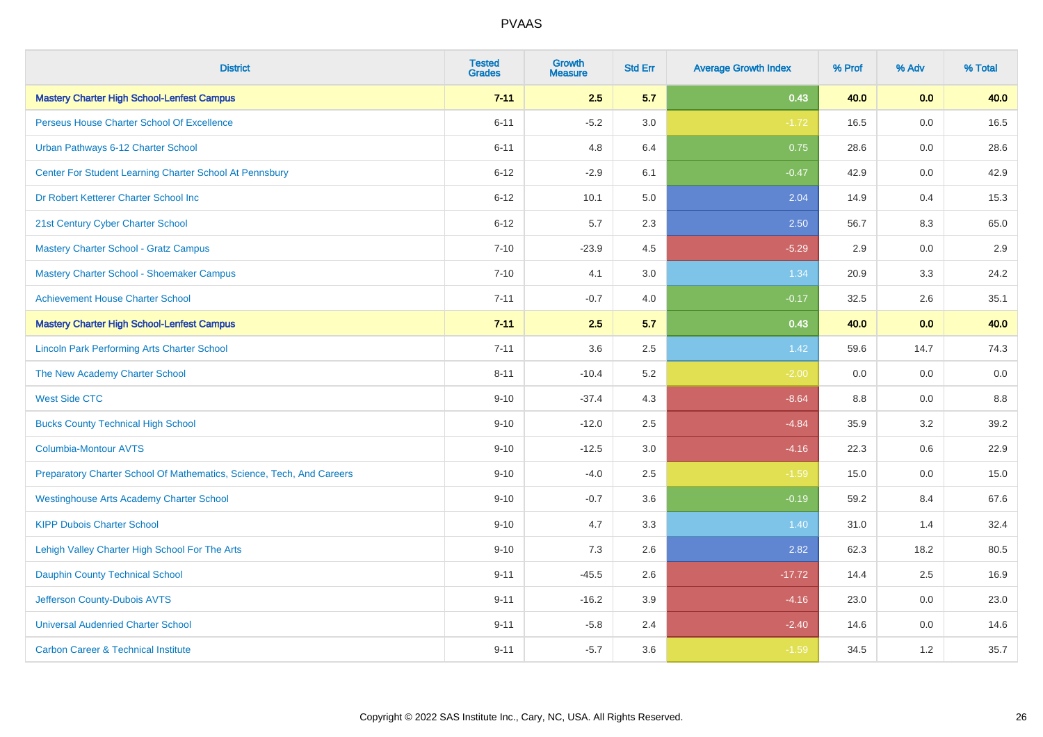# PVAAS

| District | Tested Grades | Growth Measure | Std Err | Average Growth Index | % Prof | % Adv | % Total |
|---|---|---|---|---|---|---|---|
| **Mastery Charter High School-Lenfest Campus** | **7-11** | **2.5** | **5.7** | **0.43** | **40.0** | **0.0** | **40.0** |
| Perseus House Charter School Of Excellence | 6-11 | -5.2 | 3.0 | -1.72 | 16.5 | 0.0 | 16.5 |
| Urban Pathways 6-12 Charter School | 6-11 | 4.8 | 6.4 | 0.75 | 28.6 | 0.0 | 28.6 |
| Center For Student Learning Charter School At Pennsbury | 6-12 | -2.9 | 6.1 | -0.47 | 42.9 | 0.0 | 42.9 |
| Dr Robert Ketterer Charter School Inc | 6-12 | 10.1 | 5.0 | 2.04 | 14.9 | 0.4 | 15.3 |
| 21st Century Cyber Charter School | 6-12 | 5.7 | 2.3 | 2.50 | 56.7 | 8.3 | 65.0 |
| Mastery Charter School - Gratz Campus | 7-10 | -23.9 | 4.5 | -5.29 | 2.9 | 0.0 | 2.9 |
| Mastery Charter School - Shoemaker Campus | 7-10 | 4.1 | 3.0 | 1.34 | 20.9 | 3.3 | 24.2 |
| Achievement House Charter School | 7-11 | -0.7 | 4.0 | -0.17 | 32.5 | 2.6 | 35.1 |
| **Mastery Charter High School-Lenfest Campus** | **7-11** | **2.5** | **5.7** | **0.43** | **40.0** | **0.0** | **40.0** |
| Lincoln Park Performing Arts Charter School | 7-11 | 3.6 | 2.5 | 1.42 | 59.6 | 14.7 | 74.3 |
| The New Academy Charter School | 8-11 | -10.4 | 5.2 | -2.00 | 0.0 | 0.0 | 0.0 |
| West Side CTC | 9-10 | -37.4 | 4.3 | -8.64 | 8.8 | 0.0 | 8.8 |
| Bucks County Technical High School | 9-10 | -12.0 | 2.5 | -4.84 | 35.9 | 3.2 | 39.2 |
| Columbia-Montour AVTS | 9-10 | -12.5 | 3.0 | -4.16 | 22.3 | 0.6 | 22.9 |
| Preparatory Charter School Of Mathematics, Science, Tech, And Careers | 9-10 | -4.0 | 2.5 | -1.59 | 15.0 | 0.0 | 15.0 |
| Westinghouse Arts Academy Charter School | 9-10 | -0.7 | 3.6 | -0.19 | 59.2 | 8.4 | 67.6 |
| KIPP Dubois Charter School | 9-10 | 4.7 | 3.3 | 1.40 | 31.0 | 1.4 | 32.4 |
| Lehigh Valley Charter High School For The Arts | 9-10 | 7.3 | 2.6 | 2.82 | 62.3 | 18.2 | 80.5 |
| Dauphin County Technical School | 9-11 | -45.5 | 2.6 | -17.72 | 14.4 | 2.5 | 16.9 |
| Jefferson County-Dubois AVTS | 9-11 | -16.2 | 3.9 | -4.16 | 23.0 | 0.0 | 23.0 |
| Universal Audenried Charter School | 9-11 | -5.8 | 2.4 | -2.40 | 14.6 | 0.0 | 14.6 |
| Carbon Career & Technical Institute | 9-11 | -5.7 | 3.6 | -1.59 | 34.5 | 1.2 | 35.7 |

Copyright © 2022 SAS Institute Inc., Cary, NC, USA. All Rights Reserved.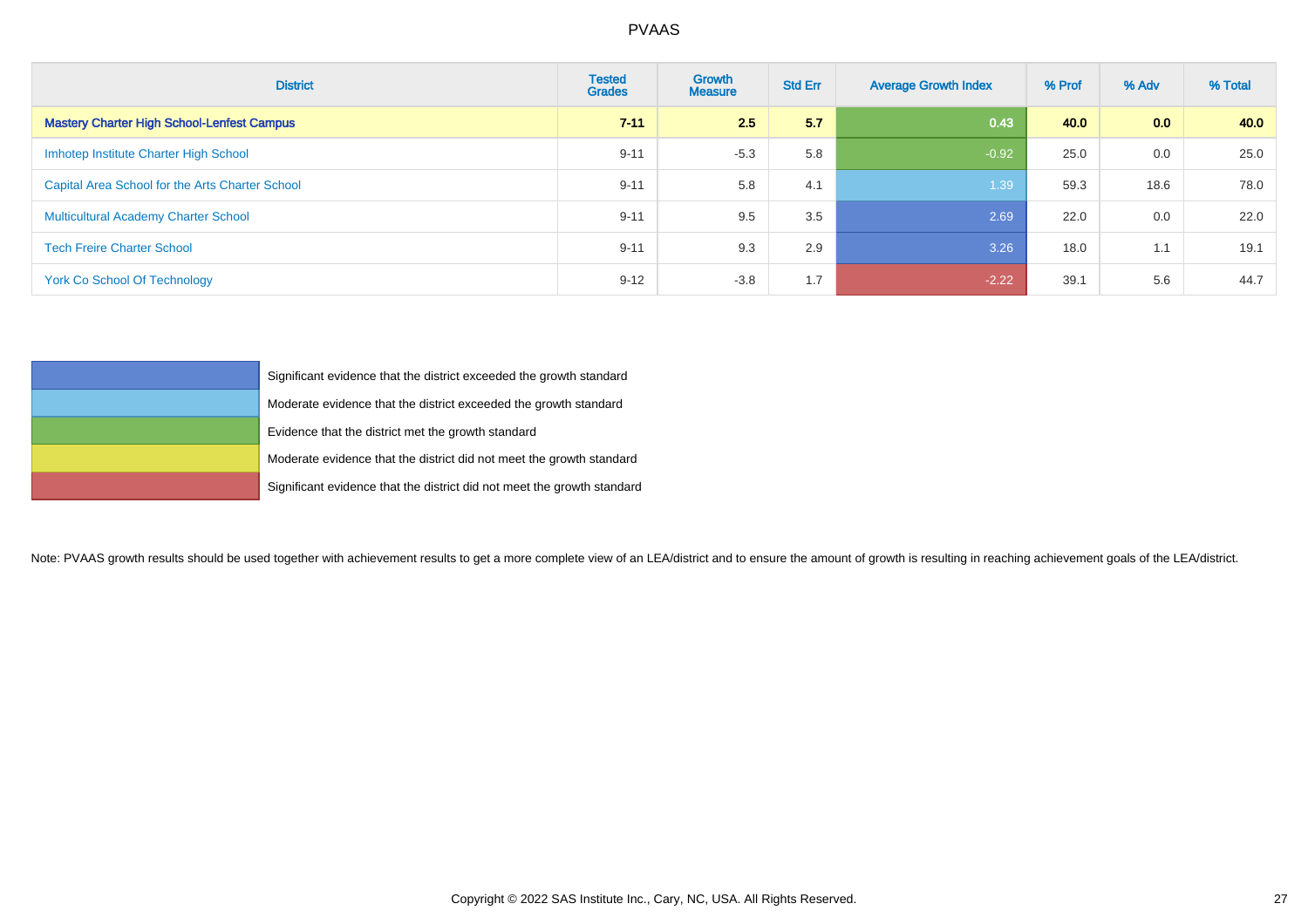PVAAS

| District | Tested Grades | Growth Measure | Std Err | Average Growth Index | % Prof | % Adv | % Total |
|---|---|---|---|---|---|---|---|
| **Mastery Charter High School-Lenfest Campus** | **7-11** | **2.5** | **5.7** | **0.43** | **40.0** | **0.0** | **40.0** |
| Imhotep Institute Charter High School | 9-11 | -5.3 | 5.8 | -0.92 | 25.0 | 0.0 | 25.0 |
| Capital Area School for the Arts Charter School | 9-11 | 5.8 | 4.1 | 1.39 | 59.3 | 18.6 | 78.0 |
| Multicultural Academy Charter School | 9-11 | 9.5 | 3.5 | 2.69 | 22.0 | 0.0 | 22.0 |
| Tech Freire Charter School | 9-11 | 9.3 | 2.9 | 3.26 | 18.0 | 1.1 | 19.1 |
| York Co School Of Technology | 9-12 | -3.8 | 1.7 | -2.22 | 39.1 | 5.6 | 44.7 |

Significant evidence that the district exceeded the growth standard

Moderate evidence that the district exceeded the growth standard

Evidence that the district met the growth standard

Moderate evidence that the district did not meet the growth standard

Significant evidence that the district did not meet the growth standard

Note: PVAAS growth results should be used together with achievement results to get a more complete view of an LEA/district and to ensure the amount of growth is resulting in reaching achievement goals of the LEA/district.

Copyright © 2022 SAS Institute Inc., Cary, NC, USA. All Rights Reserved.